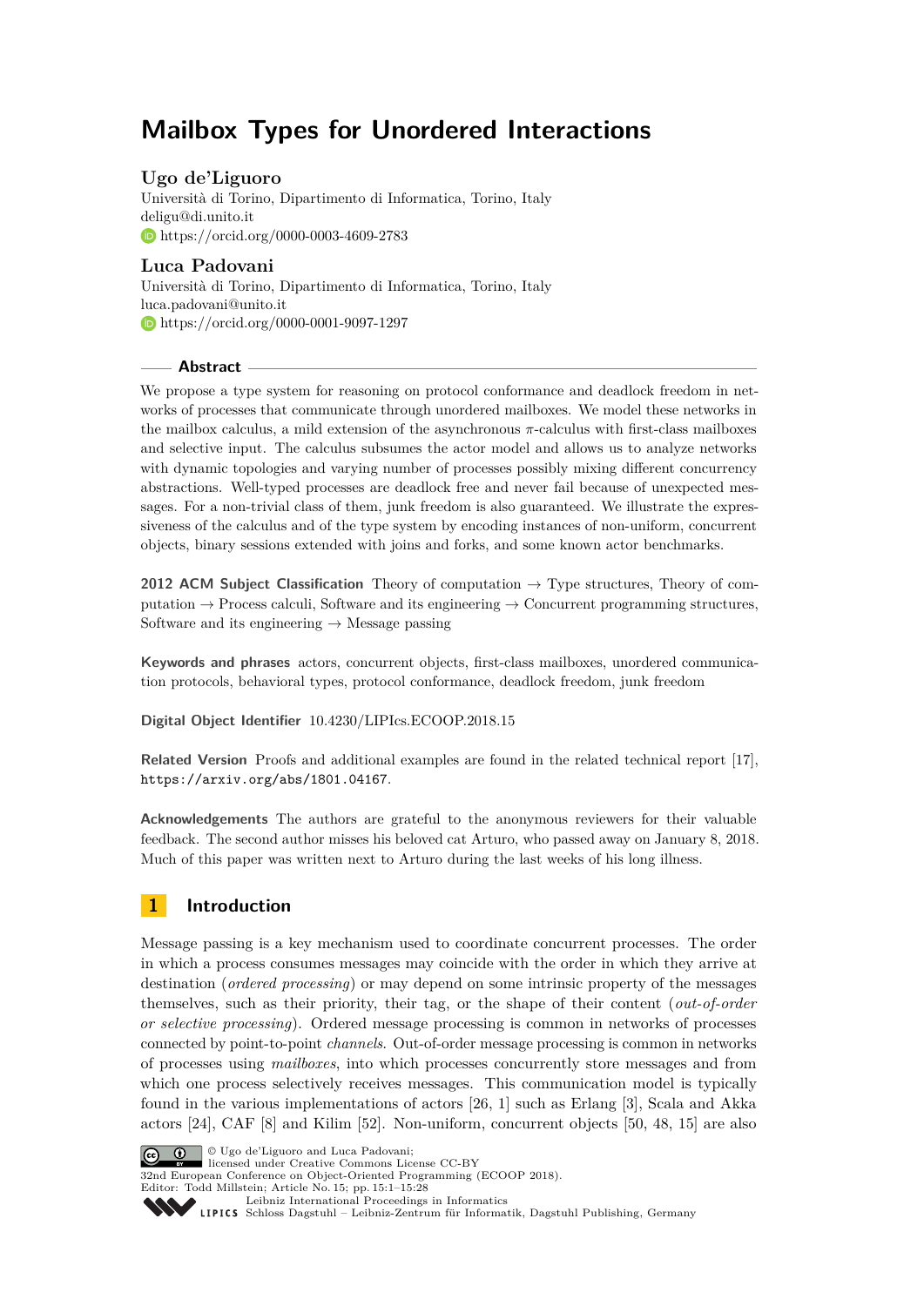# Mailbox Types for Unordered Interactions

**Ugo de'Liguoro**
Università di Torino, Dipartimento di Informatica, Torino, Italy
deligu@di.unito.it
https://orcid.org/0000-0003-4609-2783

**Luca Padovani**
Università di Torino, Dipartimento di Informatica, Torino, Italy
luca.padovani@unito.it
https://orcid.org/0000-0001-9097-1297

## Abstract

We propose a type system for reasoning on protocol conformance and deadlock freedom in networks of processes that communicate through unordered mailboxes. We model these networks in the mailbox calculus, a mild extension of the asynchronous $\pi$-calculus with first-class mailboxes and selective input. The calculus subsumes the actor model and allows us to analyze networks with dynamic topologies and varying number of processes possibly mixing different concurrency abstractions. Well-typed processes are deadlock free and never fail because of unexpected messages. For a non-trivial class of them, junk freedom is also guaranteed. We illustrate the expressiveness of the calculus and of the type system by encoding instances of non-uniform, concurrent objects, binary sessions extended with joins and forks, and some known actor benchmarks.

**2012 ACM Subject Classification** Theory of computation → Type structures, Theory of computation → Process calculi, Software and its engineering → Concurrent programming structures, Software and its engineering → Message passing

**Keywords and phrases** actors, concurrent objects, first-class mailboxes, unordered communication protocols, behavioral types, protocol conformance, deadlock freedom, junk freedom

**Digital Object Identifier** 10.4230/LIPIcs.ECOOP.2018.15

**Related Version** Proofs and additional examples are found in the related technical report [17], `https://arxiv.org/abs/1801.04167`.

**Acknowledgements** The authors are grateful to the anonymous reviewers for their valuable feedback. The second author misses his beloved cat Arturo, who passed away on January 8, 2018. Much of this paper was written next to Arturo during the last weeks of his long illness.

## 1 Introduction

Message passing is a key mechanism used to coordinate concurrent processes. The order in which a process consumes messages may coincide with the order in which they arrive at destination (*ordered processing*) or may depend on some intrinsic property of the messages themselves, such as their priority, their tag, or the shape of their content (*out-of-order or selective processing*). Ordered message processing is common in networks of processes connected by point-to-point *channels*. Out-of-order message processing is common in networks of processes using *mailboxes*, into which processes concurrently store messages and from which one process selectively receives messages. This communication model is typically found in the various implementations of actors [26, 1] such as Erlang [3], Scala and Akka actors [24], CAF [8] and Kilim [52]. Non-uniform, concurrent objects [50, 48, 15] are also

© Ugo de'Liguoro and Luca Padovani;
licensed under Creative Commons License CC-BY
32nd European Conference on Object-Oriented Programming (ECOOP 2018).
Editor: Todd Millstein; Article No. 15; pp. 15:1–15:28
Leibniz International Proceedings in Informatics
Schloss Dagstuhl – Leibniz-Zentrum für Informatik, Dagstuhl Publishing, Germany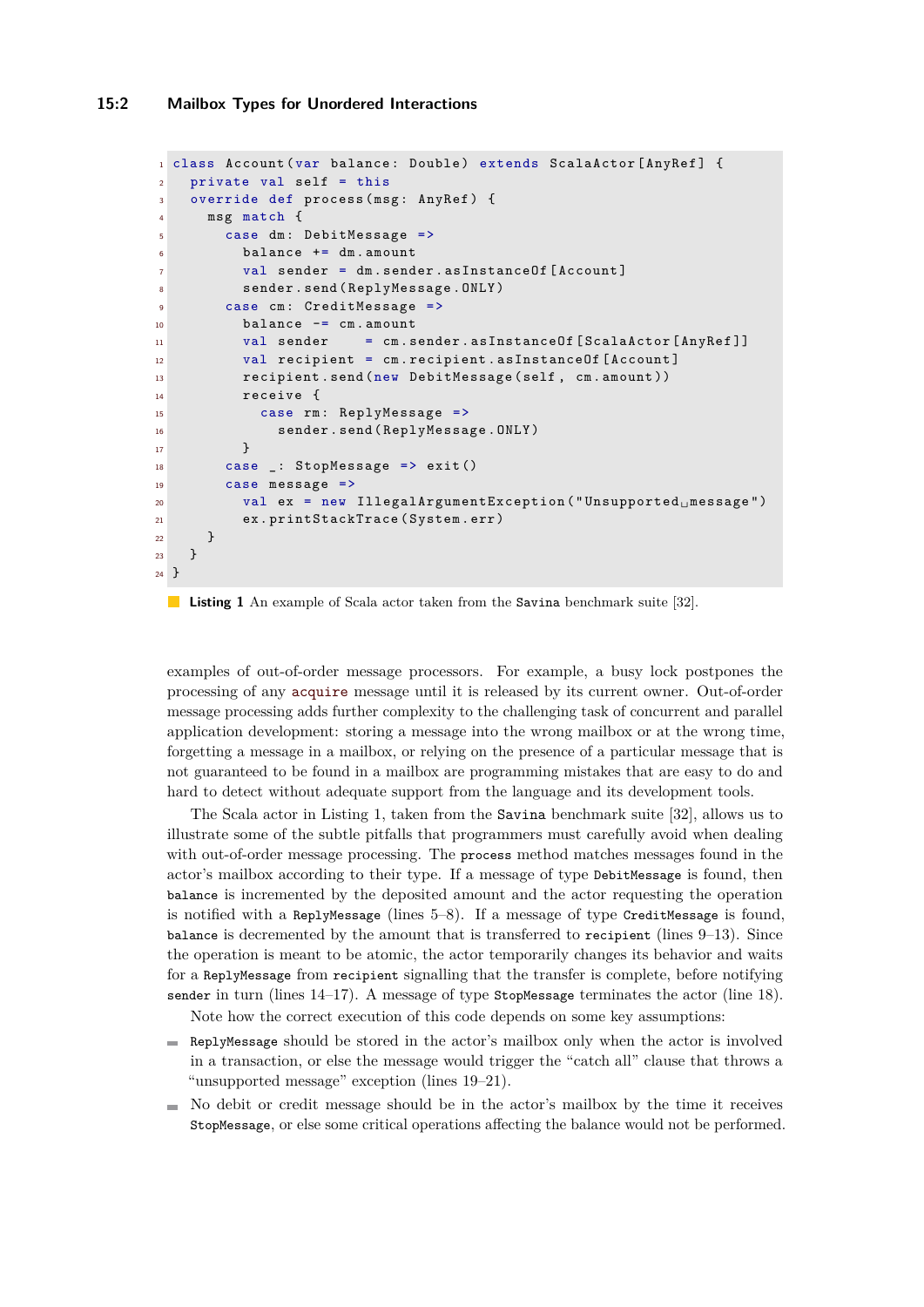```scala
class Account(var balance: Double) extends ScalaActor[AnyRef] {
  private val self = this
  override def process(msg: AnyRef) {
    msg match {
      case dm: DebitMessage =>
        balance += dm.amount
        val sender = dm.sender.asInstanceOf[Account]
        sender.send(ReplyMessage.ONLY)
      case cm: CreditMessage =>
        balance -= cm.amount
        val sender    = cm.sender.asInstanceOf[ScalaActor[AnyRef]]
        val recipient = cm.recipient.asInstanceOf[Account]
        recipient.send(new DebitMessage(self, cm.amount))
        receive {
          case rm: ReplyMessage =>
            sender.send(ReplyMessage.ONLY)
        }
      case _: StopMessage => exit()
      case message =>
        val ex = new IllegalArgumentException("Unsupported message")
        ex.printStackTrace(System.err)
    }
  }
}
```

**Listing 1** An example of Scala actor taken from the Savina benchmark suite [32].

examples of out-of-order message processors. For example, a busy lock postpones the processing of any acquire message until it is released by its current owner. Out-of-order message processing adds further complexity to the challenging task of concurrent and parallel application development: storing a message into the wrong mailbox or at the wrong time, forgetting a message in a mailbox, or relying on the presence of a particular message that is not guaranteed to be found in a mailbox are programming mistakes that are easy to do and hard to detect without adequate support from the language and its development tools.

The Scala actor in Listing 1, taken from the Savina benchmark suite [32], allows us to illustrate some of the subtle pitfalls that programmers must carefully avoid when dealing with out-of-order message processing. The process method matches messages found in the actor's mailbox according to their type. If a message of type DebitMessage is found, then balance is incremented by the deposited amount and the actor requesting the operation is notified with a ReplyMessage (lines 5–8). If a message of type CreditMessage is found, balance is decremented by the amount that is transferred to recipient (lines 9–13). Since the operation is meant to be atomic, the actor temporarily changes its behavior and waits for a ReplyMessage from recipient signalling that the transfer is complete, before notifying sender in turn (lines 14–17). A message of type StopMessage terminates the actor (line 18).

Note how the correct execution of this code depends on some key assumptions:

- ReplyMessage should be stored in the actor's mailbox only when the actor is involved in a transaction, or else the message would trigger the "catch all" clause that throws a "unsupported message" exception (lines 19–21).
- No debit or credit message should be in the actor's mailbox by the time it receives StopMessage, or else some critical operations affecting the balance would not be performed.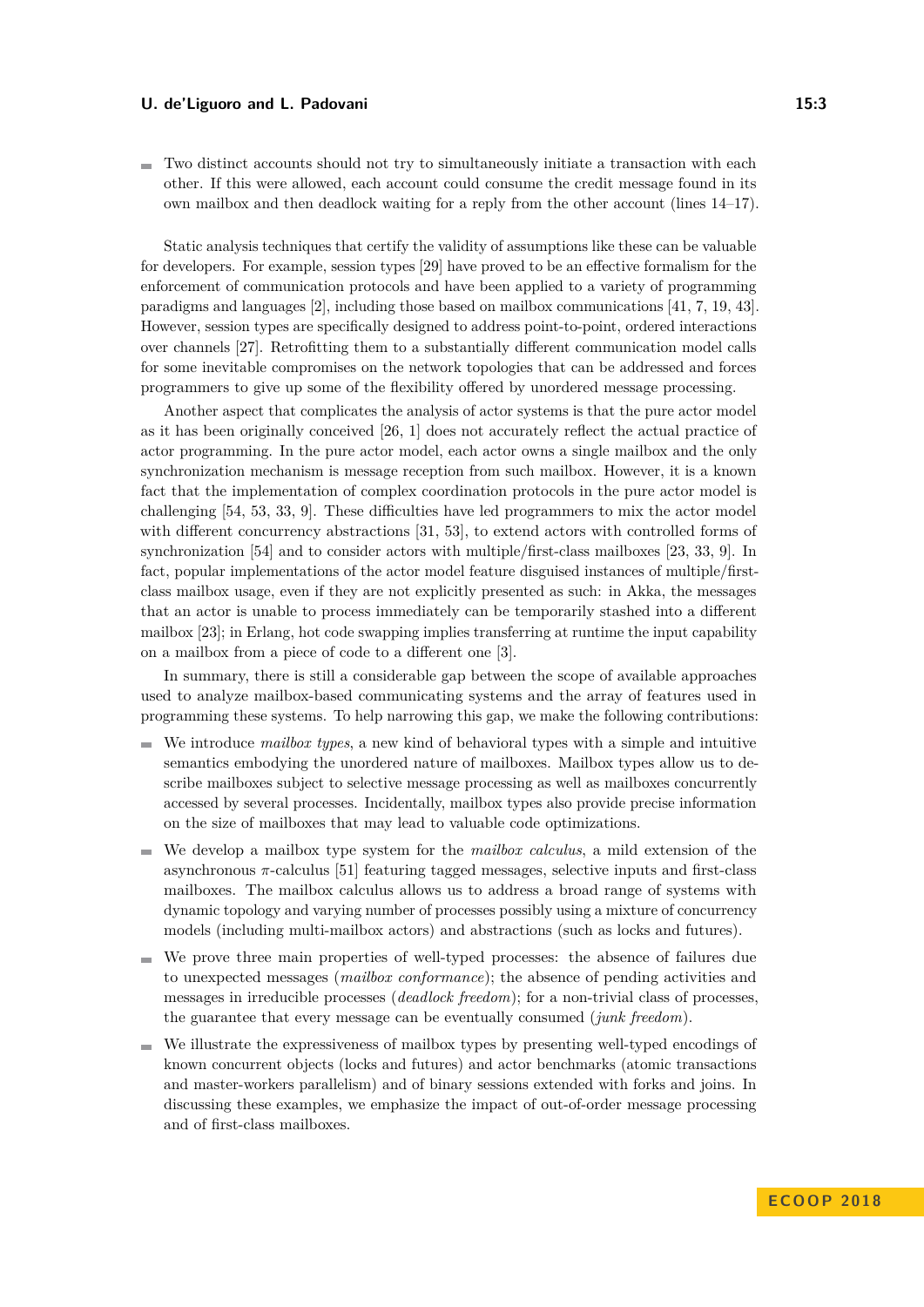- Two distinct accounts should not try to simultaneously initiate a transaction with each other. If this were allowed, each account could consume the credit message found in its own mailbox and then deadlock waiting for a reply from the other account (lines 14–17).

Static analysis techniques that certify the validity of assumptions like these can be valuable for developers. For example, session types [29] have proved to be an effective formalism for the enforcement of communication protocols and have been applied to a variety of programming paradigms and languages [2], including those based on mailbox communications [41, 7, 19, 43]. However, session types are specifically designed to address point-to-point, ordered interactions over channels [27]. Retrofitting them to a substantially different communication model calls for some inevitable compromises on the network topologies that can be addressed and forces programmers to give up some of the flexibility offered by unordered message processing.

Another aspect that complicates the analysis of actor systems is that the pure actor model as it has been originally conceived [26, 1] does not accurately reflect the actual practice of actor programming. In the pure actor model, each actor owns a single mailbox and the only synchronization mechanism is message reception from such mailbox. However, it is a known fact that the implementation of complex coordination protocols in the pure actor model is challenging [54, 53, 33, 9]. These difficulties have led programmers to mix the actor model with different concurrency abstractions [31, 53], to extend actors with controlled forms of synchronization [54] and to consider actors with multiple/first-class mailboxes [23, 33, 9]. In fact, popular implementations of the actor model feature disguised instances of multiple/first-class mailbox usage, even if they are not explicitly presented as such: in Akka, the messages that an actor is unable to process immediately can be temporarily stashed into a different mailbox [23]; in Erlang, hot code swapping implies transferring at runtime the input capability on a mailbox from a piece of code to a different one [3].

In summary, there is still a considerable gap between the scope of available approaches used to analyze mailbox-based communicating systems and the array of features used in programming these systems. To help narrowing this gap, we make the following contributions:

- We introduce *mailbox types*, a new kind of behavioral types with a simple and intuitive semantics embodying the unordered nature of mailboxes. Mailbox types allow us to describe mailboxes subject to selective message processing as well as mailboxes concurrently accessed by several processes. Incidentally, mailbox types also provide precise information on the size of mailboxes that may lead to valuable code optimizations.
- We develop a mailbox type system for the *mailbox calculus*, a mild extension of the asynchronous $\pi$-calculus [51] featuring tagged messages, selective inputs and first-class mailboxes. The mailbox calculus allows us to address a broad range of systems with dynamic topology and varying number of processes possibly using a mixture of concurrency models (including multi-mailbox actors) and abstractions (such as locks and futures).
- We prove three main properties of well-typed processes: the absence of failures due to unexpected messages (*mailbox conformance*); the absence of pending activities and messages in irreducible processes (*deadlock freedom*); for a non-trivial class of processes, the guarantee that every message can be eventually consumed (*junk freedom*).
- We illustrate the expressiveness of mailbox types by presenting well-typed encodings of known concurrent objects (locks and futures) and actor benchmarks (atomic transactions and master-workers parallelism) and of binary sessions extended with forks and joins. In discussing these examples, we emphasize the impact of out-of-order message processing and of first-class mailboxes.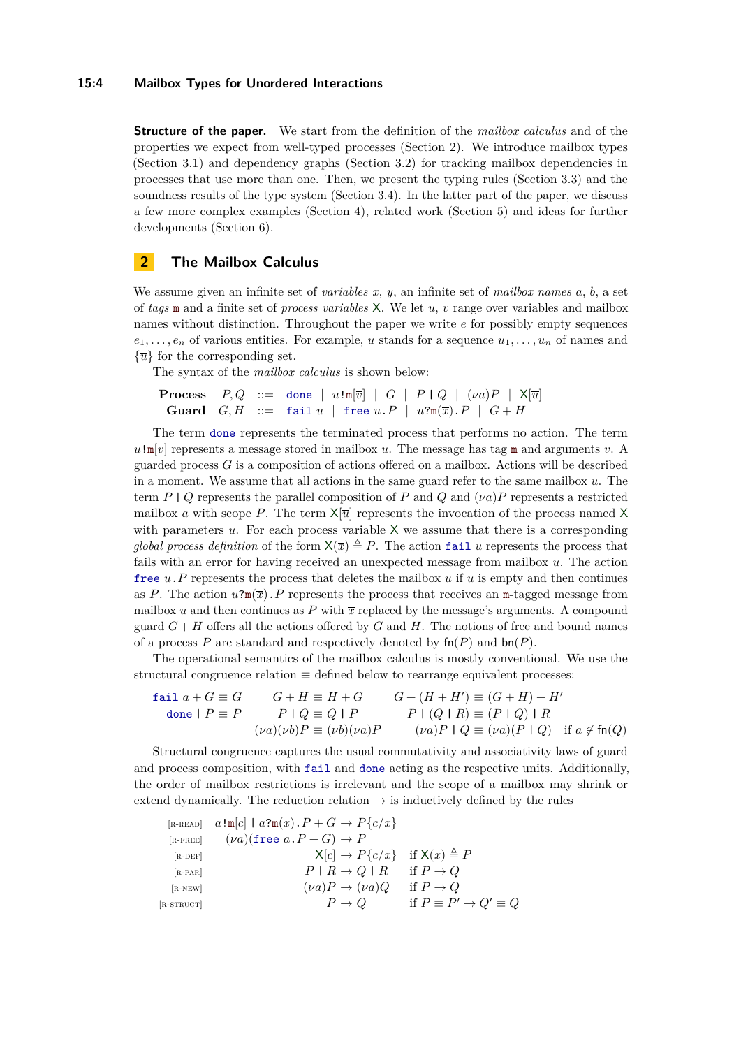**Structure of the paper.** We start from the definition of the *mailbox calculus* and of the properties we expect from well-typed processes (Section 2). We introduce mailbox types (Section 3.1) and dependency graphs (Section 3.2) for tracking mailbox dependencies in processes that use more than one. Then, we present the typing rules (Section 3.3) and the soundness results of the type system (Section 3.4). In the latter part of the paper, we discuss a few more complex examples (Section 4), related work (Section 5) and ideas for further developments (Section 6).

## 2 The Mailbox Calculus

We assume given an infinite set of *variables* $x$, $y$, an infinite set of *mailbox names* $a$, $b$, a set of *tags* $\mathtt{m}$ and a finite set of *process variables* $\mathsf{X}$. We let $u$, $v$ range over variables and mailbox names without distinction. Throughout the paper we write $\overline{e}$ for possibly empty sequences $e_1, \dots, e_n$ of various entities. For example, $\overline{u}$ stands for a sequence $u_1, \dots, u_n$ of names and $\{\overline{u}\}$ for the corresponding set.

The syntax of the *mailbox calculus* is shown below:

$$
\begin{array}{lrcl}
\textbf{Process} & P, Q & ::= & \mathtt{done} \mid u\,!\mathtt{m}[\overline{v}] \mid G \mid P \mid Q \mid (\nu a)P \mid \mathsf{X}[\overline{u}] \\
\textbf{Guard} & G, H & ::= & \mathtt{fail}\ u \mid \mathtt{free}\ u\,.\,P \mid u?\mathtt{m}(\overline{x})\,.\,P \mid G + H
\end{array}
$$

The term $\mathtt{done}$ represents the terminated process that performs no action. The term $u\,!\mathtt{m}[\overline{v}]$ represents a message stored in mailbox $u$. The message has tag $\mathtt{m}$ and arguments $\overline{v}$. A guarded process $G$ is a composition of actions offered on a mailbox. Actions will be described in a moment. We assume that all actions in the same guard refer to the same mailbox $u$. The term $P \mid Q$ represents the parallel composition of $P$ and $Q$ and $(\nu a)P$ represents a restricted mailbox $a$ with scope $P$. The term $\mathsf{X}[\overline{u}]$ represents the invocation of the process named $\mathsf{X}$ with parameters $\overline{u}$. For each process variable $\mathsf{X}$ we assume that there is a corresponding *global process definition* of the form $\mathsf{X}(\overline{x}) \triangleq P$. The action $\mathtt{fail}\ u$ represents the process that fails with an error for having received an unexpected message from mailbox $u$. The action $\mathtt{free}\ u\,.\,P$ represents the process that deletes the mailbox $u$ if $u$ is empty and then continues as $P$. The action $u?\mathtt{m}(\overline{x})\,.\,P$ represents the process that receives an $\mathtt{m}$-tagged message from mailbox $u$ and then continues as $P$ with $\overline{x}$ replaced by the message's arguments. A compound guard $G + H$ offers all the actions offered by $G$ and $H$. The notions of free and bound names of a process $P$ are standard and respectively denoted by $\mathsf{fn}(P)$ and $\mathsf{bn}(P)$.

The operational semantics of the mailbox calculus is mostly conventional. We use the structural congruence relation $\equiv$ defined below to rearrange equivalent processes:

$$
\begin{array}{lll}
\mathtt{fail}\ a + G \equiv G & G + H \equiv H + G & G + (H + H') \equiv (G + H) + H' \\
\mathtt{done} \mid P \equiv P & P \mid Q \equiv Q \mid P & P \mid (Q \mid R) \equiv (P \mid Q) \mid R \\
 & (\nu a)(\nu b)P \equiv (\nu b)(\nu a)P & (\nu a)P \mid Q \equiv (\nu a)(P \mid Q) \quad \text{if } a \notin \mathsf{fn}(Q)
\end{array}
$$

Structural congruence captures the usual commutativity and associativity laws of guard and process composition, with $\mathtt{fail}$ and $\mathtt{done}$ acting as the respective units. Additionally, the order of mailbox restrictions is irrelevant and the scope of a mailbox may shrink or extend dynamically. The reduction relation $\rightarrow$ is inductively defined by the rules

$$
\begin{array}{lrl}
\text{[R-READ]} & a\,!\mathtt{m}[\overline{c}] \mid a?\mathtt{m}(\overline{x})\,.\,P + G \rightarrow P\{\overline{c}/\overline{x}\} & \\
\text{[R-FREE]} & (\nu a)(\mathtt{free}\ a\,.\,P + G) \rightarrow P & \\
\text{[R-DEF]} & \mathsf{X}[\overline{c}] \rightarrow P\{\overline{c}/\overline{x}\} & \text{if } \mathsf{X}(\overline{x}) \triangleq P \\
\text{[R-PAR]} & P \mid R \rightarrow Q \mid R & \text{if } P \rightarrow Q \\
\text{[R-NEW]} & (\nu a)P \rightarrow (\nu a)Q & \text{if } P \rightarrow Q \\
\text{[R-STRUCT]} & P \rightarrow Q & \text{if } P \equiv P' \rightarrow Q' \equiv Q
\end{array}
$$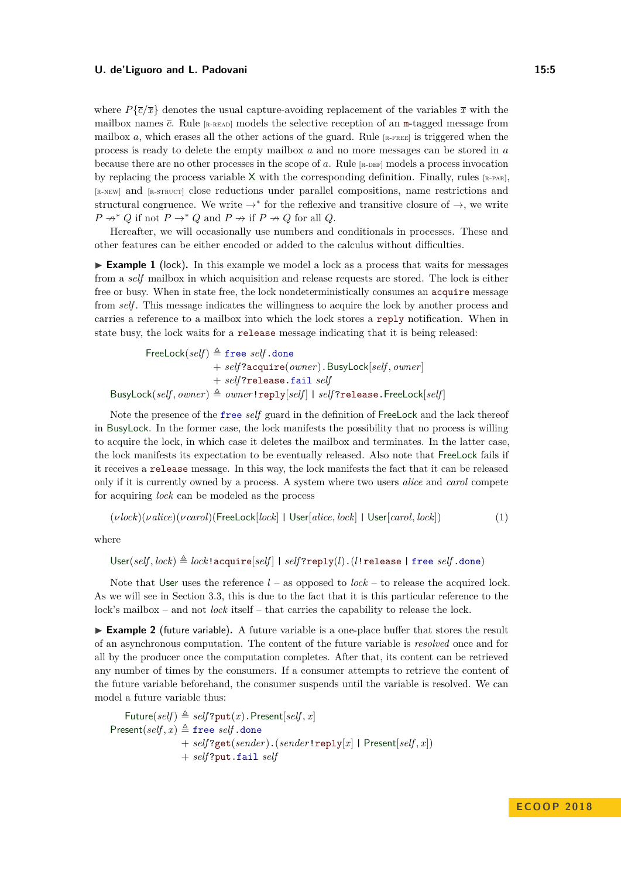where $P\{\overline{c}/\overline{x}\}$ denotes the usual capture-avoiding replacement of the variables $\overline{x}$ with the mailbox names $\overline{c}$. Rule [R-READ] models the selective reception of an $\mathtt{m}$-tagged message from mailbox $a$, which erases all the other actions of the guard. Rule [R-FREE] is triggered when the process is ready to delete the empty mailbox $a$ and no more messages can be stored in $a$ because there are no other processes in the scope of $a$. Rule [R-DEF] models a process invocation by replacing the process variable $\mathsf{X}$ with the corresponding definition. Finally, rules [R-PAR], [R-NEW] and [R-STRUCT] close reductions under parallel compositions, name restrictions and structural congruence. We write $\rightarrow^*$ for the reflexive and transitive closure of $\rightarrow$, we write $P \not\rightarrow^* Q$ if not $P \rightarrow^* Q$ and $P \not\rightarrow$ if $P \not\rightarrow Q$ for all $Q$.

Hereafter, we will occasionally use numbers and conditionals in processes. These and other features can be either encoded or added to the calculus without difficulties.

▶ **Example 1** (lock). In this example we model a lock as a process that waits for messages from a *self* mailbox in which acquisition and release requests are stored. The lock is either free or busy. When in state free, the lock nondeterministically consumes an `acquire` message from *self*. This message indicates the willingness to acquire the lock by another process and carries a reference to a mailbox into which the lock stores a `reply` notification. When in state busy, the lock waits for a `release` message indicating that it is being released:

$$
\begin{aligned}
\mathsf{FreeLock}(\mathit{self}) &\triangleq \mathtt{free}\ \mathit{self}.\mathtt{done} \\
&\quad + \mathit{self}?\mathtt{acquire}(\mathit{owner}).\mathsf{BusyLock}[\mathit{self}, \mathit{owner}] \\
&\quad + \mathit{self}?\mathtt{release}.\mathtt{fail}\ \mathit{self} \\
\mathsf{BusyLock}(\mathit{self}, \mathit{owner}) &\triangleq \mathit{owner}!\mathtt{reply}[\mathit{self}] \mid \mathit{self}?\mathtt{release}.\mathsf{FreeLock}[\mathit{self}]
\end{aligned}
$$

Note the presence of the `free` *self* guard in the definition of FreeLock and the lack thereof in BusyLock. In the former case, the lock manifests the possibility that no process is willing to acquire the lock, in which case it deletes the mailbox and terminates. In the latter case, the lock manifests its expectation to be eventually released. Also note that FreeLock fails if it receives a `release` message. In this way, the lock manifests the fact that it can be released only if it is currently owned by a process. A system where two users *alice* and *carol* compete for acquiring *lock* can be modeled as the process

$$
(\nu \mathit{lock})(\nu \mathit{alice})(\nu \mathit{carol})(\mathsf{FreeLock}[\mathit{lock}] \mid \mathsf{User}[\mathit{alice}, \mathit{lock}] \mid \mathsf{User}[\mathit{carol}, \mathit{lock}]) \qquad (1)
$$

where

$$
\mathsf{User}(\mathit{self}, \mathit{lock}) \triangleq \mathit{lock}!\mathtt{acquire}[\mathit{self}] \mid \mathit{self}?\mathtt{reply}(l).(l!\mathtt{release} \mid \mathtt{free}\ \mathit{self}.\mathtt{done})
$$

Note that User uses the reference $l$ – as opposed to *lock* – to release the acquired lock. As we will see in Section 3.3, this is due to the fact that it is this particular reference to the lock's mailbox – and not *lock* itself – that carries the capability to release the lock.

▶ **Example 2** (future variable). A future variable is a one-place buffer that stores the result of an asynchronous computation. The content of the future variable is *resolved* once and for all by the producer once the computation completes. After that, its content can be retrieved any number of times by the consumers. If a consumer attempts to retrieve the content of the future variable beforehand, the consumer suspends until the variable is resolved. We can model a future variable thus:

$$
\begin{aligned}
\mathsf{Future}(\mathit{self}) &\triangleq \mathit{self}?\mathtt{put}(x).\mathsf{Present}[\mathit{self}, x] \\
\mathsf{Present}(\mathit{self}, x) &\triangleq \mathtt{free}\ \mathit{self}.\mathtt{done} \\
&\quad + \mathit{self}?\mathtt{get}(\mathit{sender}).(\mathit{sender}!\mathtt{reply}[x] \mid \mathsf{Present}[\mathit{self}, x]) \\
&\quad + \mathit{self}?\mathtt{put}.\mathtt{fail}\ \mathit{self}
\end{aligned}
$$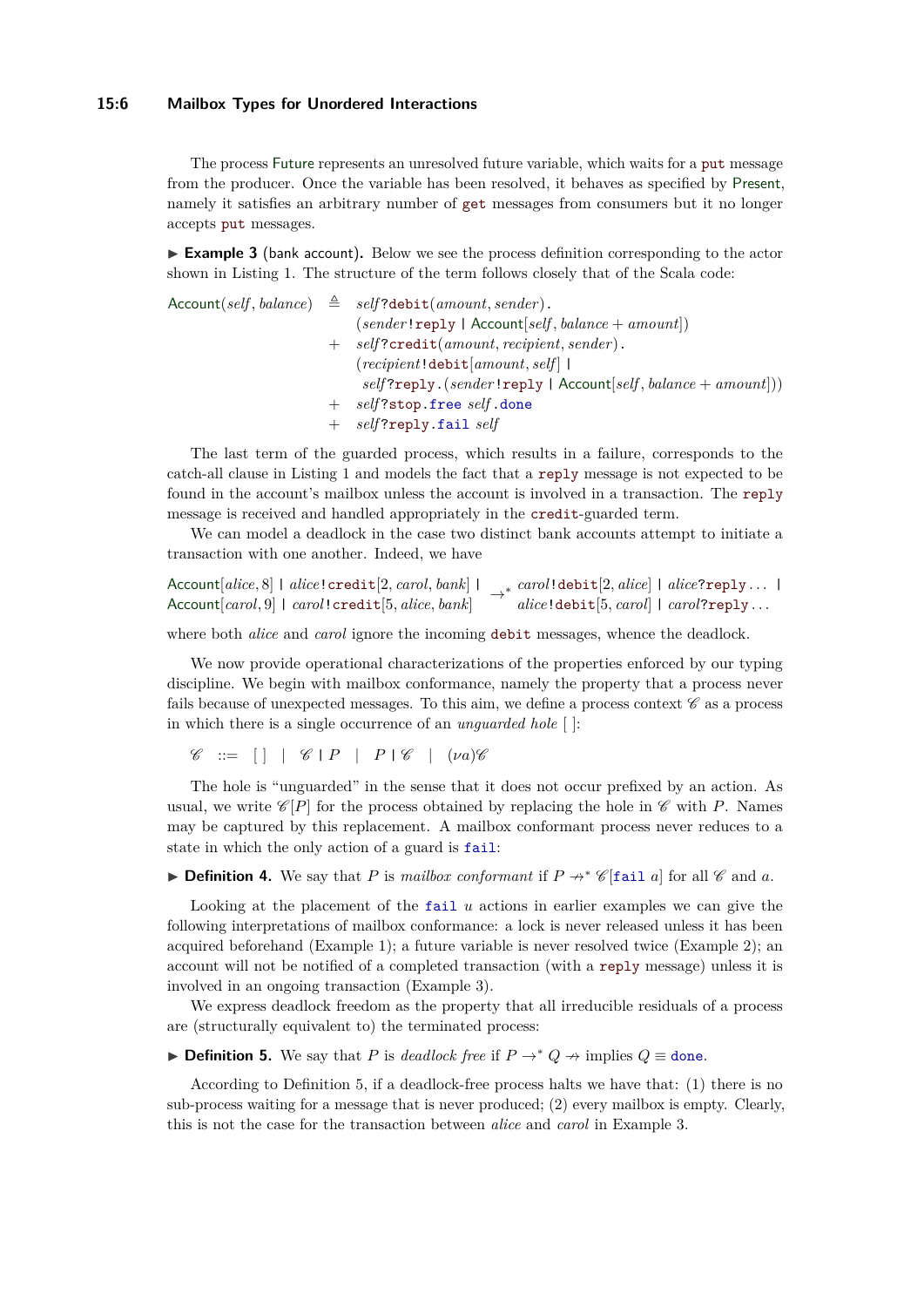The process Future represents an unresolved future variable, which waits for a put message from the producer. Once the variable has been resolved, it behaves as specified by Present, namely it satisfies an arbitrary number of get messages from consumers but it no longer accepts put messages.

▶ **Example 3** (bank account)**.** Below we see the process definition corresponding to the actor shown in Listing 1. The structure of the term follows closely that of the Scala code:

$$
\begin{array}{rcl}
\mathsf{Account}(\mathit{self}, \mathit{balance}) & \triangleq & \mathit{self}?\mathtt{debit}(\mathit{amount}, \mathit{sender}).\\
& & (\mathit{sender}!\mathtt{reply} \mid \mathsf{Account}[\mathit{self}, \mathit{balance} + \mathit{amount}])\\
& + & \mathit{self}?\mathtt{credit}(\mathit{amount}, \mathit{recipient}, \mathit{sender}).\\
& & (\mathit{recipient}!\mathtt{debit}[\mathit{amount}, \mathit{self}] \mid \\
& & \ \mathit{self}?\mathtt{reply}.(\mathit{sender}!\mathtt{reply} \mid \mathsf{Account}[\mathit{self}, \mathit{balance} + \mathit{amount}]))\\
& + & \mathit{self}?\mathtt{stop}.\mathtt{free}\ \mathit{self}.\mathtt{done}\\
& + & \mathit{self}?\mathtt{reply}.\mathtt{fail}\ \mathit{self}
\end{array}
$$

The last term of the guarded process, which results in a failure, corresponds to the catch-all clause in Listing 1 and models the fact that a reply message is not expected to be found in the account's mailbox unless the account is involved in a transaction. The reply message is received and handled appropriately in the credit-guarded term.

We can model a deadlock in the case two distinct bank accounts attempt to initiate a transaction with one another. Indeed, we have

$$
\begin{array}{l}
\mathsf{Account}[\mathit{alice}, 8] \mid \mathit{alice}!\mathtt{credit}[2, \mathit{carol}, \mathit{bank}] \mid \\
\mathsf{Account}[\mathit{carol}, 9] \mid \mathit{carol}!\mathtt{credit}[5, \mathit{alice}, \mathit{bank}]
\end{array}
\rightarrow^*
\begin{array}{l}
\mathit{carol}!\mathtt{debit}[2, \mathit{alice}] \mid \mathit{alice}?\mathtt{reply}\dots \mid \\
\mathit{alice}!\mathtt{debit}[5, \mathit{carol}] \mid \mathit{carol}?\mathtt{reply}\dots
\end{array}
$$

where both *alice* and *carol* ignore the incoming debit messages, whence the deadlock.

We now provide operational characterizations of the properties enforced by our typing discipline. We begin with mailbox conformance, namely the property that a process never fails because of unexpected messages. To this aim, we define a process context $\mathscr{C}$ as a process in which there is a single occurrence of an *unguarded hole* $[\,]$:

$$
\mathscr{C} \quad ::= \quad [\,] \quad | \quad \mathscr{C} \mid P \quad | \quad P \mid \mathscr{C} \quad | \quad (\nu a)\mathscr{C}
$$

The hole is "unguarded" in the sense that it does not occur prefixed by an action. As usual, we write $\mathscr{C}[P]$ for the process obtained by replacing the hole in $\mathscr{C}$ with $P$. Names may be captured by this replacement. A mailbox conformant process never reduces to a state in which the only action of a guard is fail:

▶ **Definition 4.** We say that $P$ is *mailbox conformant* if $P \not\rightarrow^* \mathscr{C}[\mathtt{fail}\ a]$ for all $\mathscr{C}$ and $a$.

Looking at the placement of the $\mathtt{fail}\ u$ actions in earlier examples we can give the following interpretations of mailbox conformance: a lock is never released unless it has been acquired beforehand (Example 1); a future variable is never resolved twice (Example 2); an account will not be notified of a completed transaction (with a reply message) unless it is involved in an ongoing transaction (Example 3).

We express deadlock freedom as the property that all irreducible residuals of a process are (structurally equivalent to) the terminated process:

▶ **Definition 5.** We say that $P$ is *deadlock free* if $P \rightarrow^* Q \not\rightarrow$ implies $Q \equiv \mathtt{done}$.

According to Definition 5, if a deadlock-free process halts we have that: (1) there is no sub-process waiting for a message that is never produced; (2) every mailbox is empty. Clearly, this is not the case for the transaction between *alice* and *carol* in Example 3.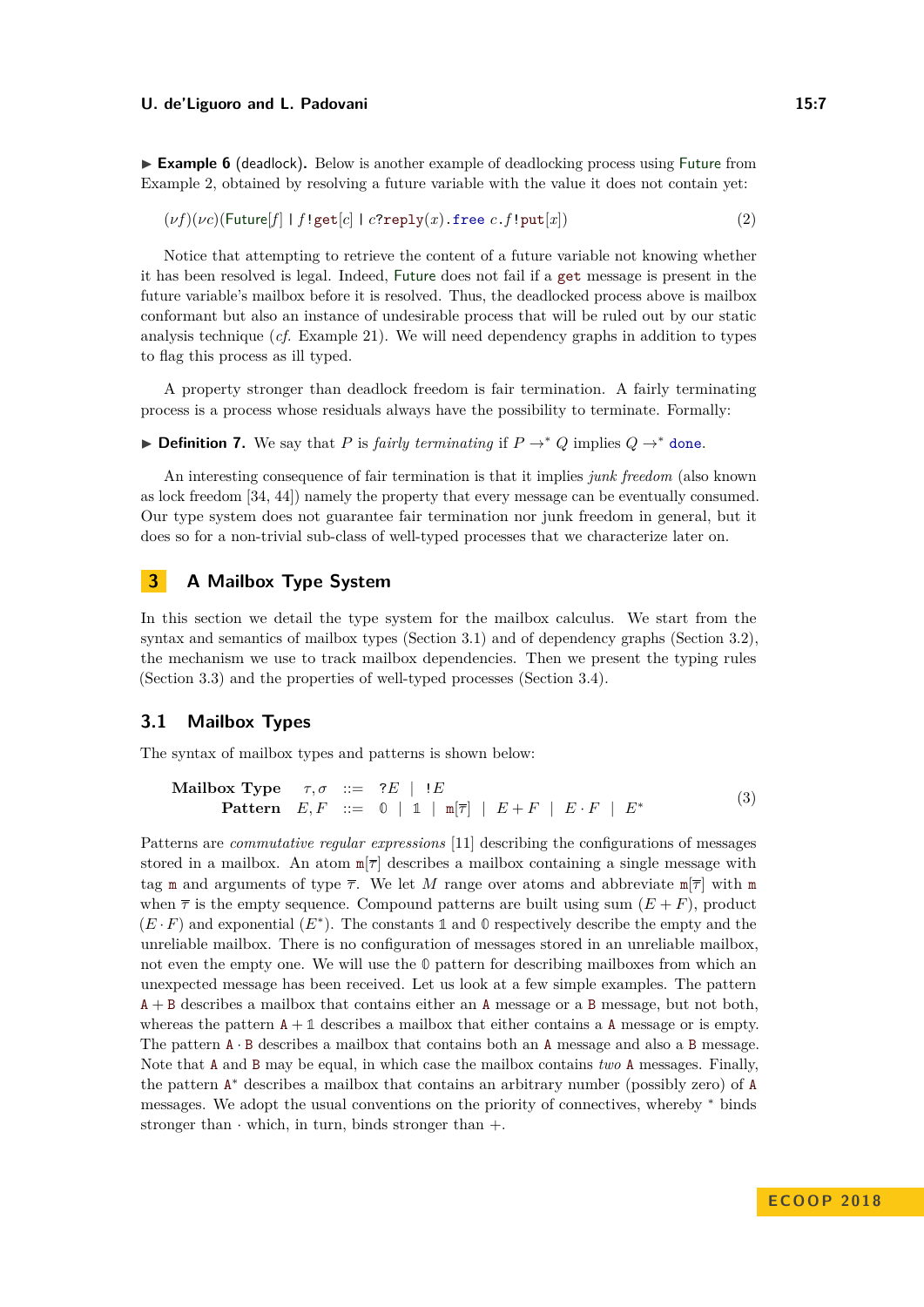▶ **Example 6** (deadlock)**.** Below is another example of deadlocking process using Future from Example 2, obtained by resolving a future variable with the value it does not contain yet:

$$(\nu f)(\nu c)(\mathsf{Future}[f] \mid f!\mathtt{get}[c] \mid c?\mathtt{reply}(x).\mathtt{free}\ c.f!\mathtt{put}[x]) \tag{2}$$

Notice that attempting to retrieve the content of a future variable not knowing whether it has been resolved is legal. Indeed, Future does not fail if a get message is present in the future variable's mailbox before it is resolved. Thus, the deadlocked process above is mailbox conformant but also an instance of undesirable process that will be ruled out by our static analysis technique (*cf.* Example 21). We will need dependency graphs in addition to types to flag this process as ill typed.

A property stronger than deadlock freedom is fair termination. A fairly terminating process is a process whose residuals always have the possibility to terminate. Formally:

▶ **Definition 7.** We say that $P$ is *fairly terminating* if $P \rightarrow^* Q$ implies $Q \rightarrow^* \mathtt{done}$.

An interesting consequence of fair termination is that it implies *junk freedom* (also known as lock freedom [34, 44]) namely the property that every message can be eventually consumed. Our type system does not guarantee fair termination nor junk freedom in general, but it does so for a non-trivial sub-class of well-typed processes that we characterize later on.

## 3 A Mailbox Type System

In this section we detail the type system for the mailbox calculus. We start from the syntax and semantics of mailbox types (Section 3.1) and of dependency graphs (Section 3.2), the mechanism we use to track mailbox dependencies. Then we present the typing rules (Section 3.3) and the properties of well-typed processes (Section 3.4).

### 3.1 Mailbox Types

The syntax of mailbox types and patterns is shown below:

$$\begin{array}{llcl} \textbf{Mailbox Type} & \tau, \sigma & ::= & ?E \;\mid\; !E \\ \textbf{Pattern} & E, F & ::= & \mathbb{0} \;\mid\; \mathbb{1} \;\mid\; \mathtt{m}[\overline{\tau}] \;\mid\; E + F \;\mid\; E \cdot F \;\mid\; E^* \end{array} \tag{3}$$

Patterns are *commutative regular expressions* [11] describing the configurations of messages stored in a mailbox. An atom $\mathtt{m}[\overline{\tau}]$ describes a mailbox containing a single message with tag $\mathtt{m}$ and arguments of type $\overline{\tau}$. We let $M$ range over atoms and abbreviate $\mathtt{m}[\overline{\tau}]$ with $\mathtt{m}$ when $\overline{\tau}$ is the empty sequence. Compound patterns are built using sum $(E + F)$, product $(E \cdot F)$ and exponential $(E^*)$. The constants $\mathbb{1}$ and $\mathbb{0}$ respectively describe the empty and the unreliable mailbox. There is no configuration of messages stored in an unreliable mailbox, not even the empty one. We will use the $\mathbb{0}$ pattern for describing mailboxes from which an unexpected message has been received. Let us look at a few simple examples. The pattern $\mathtt{A} + \mathtt{B}$ describes a mailbox that contains either an $\mathtt{A}$ message or a $\mathtt{B}$ message, but not both, whereas the pattern $\mathtt{A} + \mathbb{1}$ describes a mailbox that either contains a $\mathtt{A}$ message or is empty. The pattern $\mathtt{A} \cdot \mathtt{B}$ describes a mailbox that contains both an $\mathtt{A}$ message and also a $\mathtt{B}$ message. Note that $\mathtt{A}$ and $\mathtt{B}$ may be equal, in which case the mailbox contains *two* $\mathtt{A}$ messages. Finally, the pattern $\mathtt{A}^*$ describes a mailbox that contains an arbitrary number (possibly zero) of $\mathtt{A}$ messages. We adopt the usual conventions on the priority of connectives, whereby $^*$ binds stronger than $\cdot$ which, in turn, binds stronger than $+$.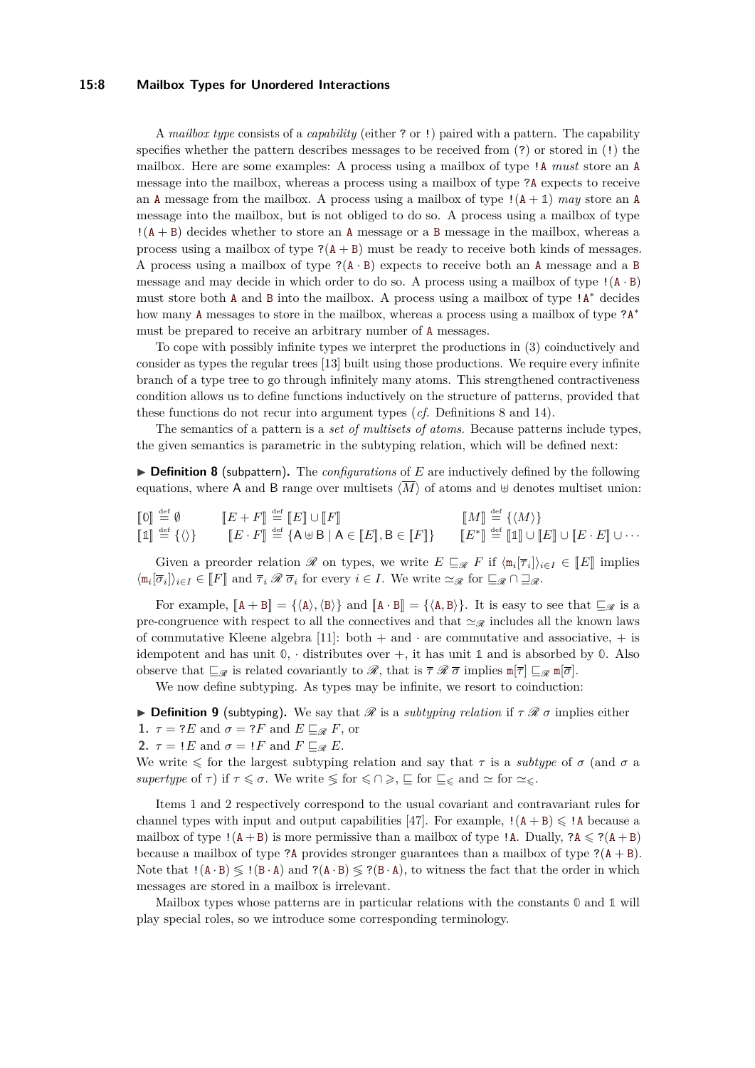A *mailbox type* consists of a *capability* (either ? or !) paired with a pattern. The capability specifies whether the pattern describes messages to be received from (?) or stored in (!) the mailbox. Here are some examples: A process using a mailbox of type $!\mathtt{A}$ *must* store an A message into the mailbox, whereas a process using a mailbox of type $?\mathtt{A}$ expects to receive an A message from the mailbox. A process using a mailbox of type $!(\mathtt{A} + \mathbb{1})$ *may* store an A message into the mailbox, but is not obliged to do so. A process using a mailbox of type $!(\mathtt{A} + \mathtt{B})$ decides whether to store an A message or a B message in the mailbox, whereas a process using a mailbox of type $?(\mathtt{A} + \mathtt{B})$ must be ready to receive both kinds of messages. A process using a mailbox of type $?(\mathtt{A} \cdot \mathtt{B})$ expects to receive both an A message and a B message and may decide in which order to do so. A process using a mailbox of type $!(\mathtt{A} \cdot \mathtt{B})$ must store both A and B into the mailbox. A process using a mailbox of type $!\mathtt{A}^*$ decides how many A messages to store in the mailbox, whereas a process using a mailbox of type $?\mathtt{A}^*$ must be prepared to receive an arbitrary number of A messages.

To cope with possibly infinite types we interpret the productions in (3) coinductively and consider as types the regular trees [13] built using those productions. We require every infinite branch of a type tree to go through infinitely many atoms. This strengthened contractiveness condition allows us to define functions inductively on the structure of patterns, provided that these functions do not recur into argument types (*cf.* Definitions 8 and 14).

The semantics of a pattern is a *set of multisets of atoms*. Because patterns include types, the given semantics is parametric in the subtyping relation, which will be defined next:

▶ **Definition 8** (subpattern). The *configurations* of $E$ are inductively defined by the following equations, where A and B range over multisets $\langle \overline{M} \rangle$ of atoms and $\uplus$ denotes multiset union:

$$
\begin{array}{lll}
[\![\mathbb{0}]\!] \stackrel{\text{def}}{=} \emptyset & [\![E + F]\!] \stackrel{\text{def}}{=} [\![E]\!] \cup [\![F]\!] & [\![M]\!] \stackrel{\text{def}}{=} \{\langle M \rangle\} \\
[\![\mathbb{1}]\!] \stackrel{\text{def}}{=} \{\langle\rangle\} & [\![E \cdot F]\!] \stackrel{\text{def}}{=} \{\mathsf{A} \uplus \mathsf{B} \mid \mathsf{A} \in [\![E]\!], \mathsf{B} \in [\![F]\!]\} & [\![E^*]\!] \stackrel{\text{def}}{=} [\![\mathbb{1}]\!] \cup [\![E]\!] \cup [\![E \cdot E]\!] \cup \cdots
\end{array}
$$

Given a preorder relation $\mathscr{R}$ on types, we write $E \sqsubseteq_{\mathscr{R}} F$ if $\langle \mathtt{m}_i[\overline{\tau}_i] \rangle_{i \in I} \in [\![E]\!]$ implies $\langle \mathtt{m}_i[\overline{\sigma}_i] \rangle_{i \in I} \in [\![F]\!]$ and $\overline{\tau}_i \mathrel{\mathscr{R}} \overline{\sigma}_i$ for every $i \in I$. We write $\simeq_{\mathscr{R}}$ for $\sqsubseteq_{\mathscr{R}} \cap \sqsupseteq_{\mathscr{R}}$.

For example, $[\![\mathtt{A} + \mathtt{B}]\!] = \{\langle \mathtt{A} \rangle, \langle \mathtt{B} \rangle\}$ and $[\![\mathtt{A} \cdot \mathtt{B}]\!] = \{\langle \mathtt{A}, \mathtt{B} \rangle\}$. It is easy to see that $\sqsubseteq_{\mathscr{R}}$ is a pre-congruence with respect to all the connectives and that $\simeq_{\mathscr{R}}$ includes all the known laws of commutative Kleene algebra [11]: both $+$ and $\cdot$ are commutative and associative, $+$ is idempotent and has unit $\mathbb{0}$, $\cdot$ distributes over $+$, it has unit $\mathbb{1}$ and is absorbed by $\mathbb{0}$. Also observe that $\sqsubseteq_{\mathscr{R}}$ is related covariantly to $\mathscr{R}$, that is $\overline{\tau} \mathrel{\mathscr{R}} \overline{\sigma}$ implies $\mathtt{m}[\overline{\tau}] \sqsubseteq_{\mathscr{R}} \mathtt{m}[\overline{\sigma}]$.

We now define subtyping. As types may be infinite, we resort to coinduction:

▶ **Definition 9** (subtyping). We say that $\mathscr{R}$ is a *subtyping relation* if $\tau \mathrel{\mathscr{R}} \sigma$ implies either

1. $\tau = ?E$ and $\sigma = ?F$ and $E \sqsubseteq_{\mathscr{R}} F$, or
2. $\tau = !E$ and $\sigma = !F$ and $F \sqsubseteq_{\mathscr{R}} E$.

We write $\leqslant$ for the largest subtyping relation and say that $\tau$ is a *subtype* of $\sigma$ (and $\sigma$ a *supertype* of $\tau$) if $\tau \leqslant \sigma$. We write $\lesseqgtr$ for $\leqslant \cap \geqslant$, $\sqsubseteq$ for $\sqsubseteq_{\leqslant}$ and $\simeq$ for $\simeq_{\leqslant}$.

Items 1 and 2 respectively correspond to the usual covariant and contravariant rules for channel types with input and output capabilities [47]. For example, $!(\mathtt{A} + \mathtt{B}) \leqslant !\mathtt{A}$ because a mailbox of type $!(\mathtt{A} + \mathtt{B})$ is more permissive than a mailbox of type $!\mathtt{A}$. Dually, $?\mathtt{A} \leqslant ?(\mathtt{A} + \mathtt{B})$ because a mailbox of type $?\mathtt{A}$ provides stronger guarantees than a mailbox of type $?(\mathtt{A} + \mathtt{B})$. Note that $!(\mathtt{A} \cdot \mathtt{B}) \lesseqgtr !(\mathtt{B} \cdot \mathtt{A})$ and $?(\mathtt{A} \cdot \mathtt{B}) \lesseqgtr ?(\mathtt{B} \cdot \mathtt{A})$, to witness the fact that the order in which messages are stored in a mailbox is irrelevant.

Mailbox types whose patterns are in particular relations with the constants $\mathbb{0}$ and $\mathbb{1}$ will play special roles, so we introduce some corresponding terminology.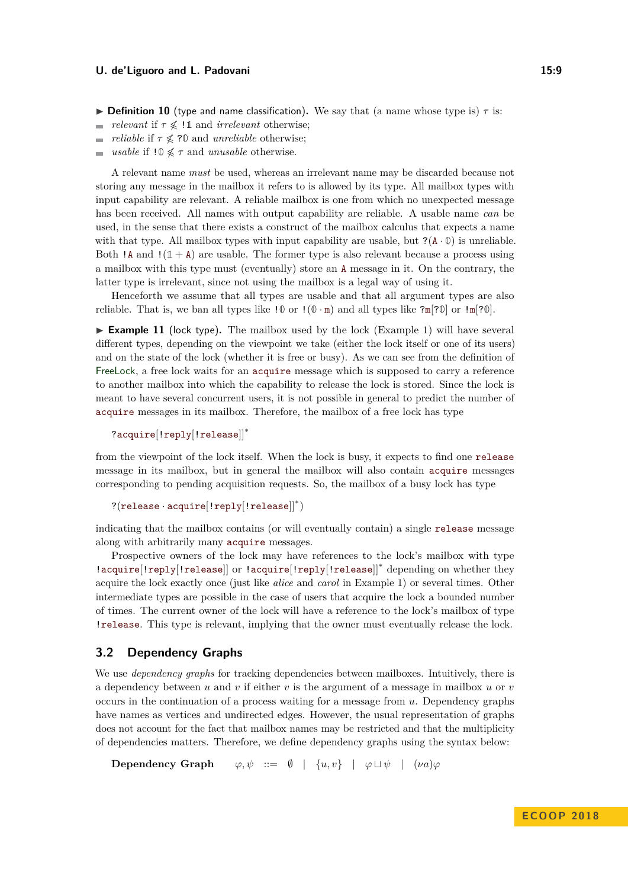▶ **Definition 10** (type and name classification)**.** We say that (a name whose type is) $\tau$ is:

- *relevant* if $\tau \not\leqslant \mathtt{!}\mathbb{1}$ and *irrelevant* otherwise;
- *reliable* if $\tau \not\leqslant \mathtt{?}\mathbb{0}$ and *unreliable* otherwise;
- *usable* if $\mathtt{!}\mathbb{0} \not\leqslant \tau$ and *unusable* otherwise.

A relevant name *must* be used, whereas an irrelevant name may be discarded because not storing any message in the mailbox it refers to is allowed by its type. All mailbox types with input capability are relevant. A reliable mailbox is one from which no unexpected message has been received. All names with output capability are reliable. A usable name *can* be used, in the sense that there exists a construct of the mailbox calculus that expects a name with that type. All mailbox types with input capability are usable, but $\mathtt{?}(\mathtt{A} \cdot \mathbb{0})$ is unreliable. Both $\mathtt{!A}$ and $\mathtt{!}(\mathbb{1} + \mathtt{A})$ are usable. The former type is also relevant because a process using a mailbox with this type must (eventually) store an $\mathtt{A}$ message in it. On the contrary, the latter type is irrelevant, since not using the mailbox is a legal way of using it.

Henceforth we assume that all types are usable and that all argument types are also reliable. That is, we ban all types like $\mathtt{!}\mathbb{0}$ or $\mathtt{!}(\mathbb{0} \cdot \mathtt{m})$ and all types like $\mathtt{?m}[\mathtt{?}\mathbb{0}]$ or $\mathtt{!m}[\mathtt{?}\mathbb{0}]$.

▶ **Example 11** (lock type)**.** The mailbox used by the lock (Example 1) will have several different types, depending on the viewpoint we take (either the lock itself or one of its users) and on the state of the lock (whether it is free or busy). As we can see from the definition of FreeLock, a free lock waits for an acquire message which is supposed to carry a reference to another mailbox into which the capability to release the lock is stored. Since the lock is meant to have several concurrent users, it is not possible in general to predict the number of acquire messages in its mailbox. Therefore, the mailbox of a free lock has type

$$\mathtt{?acquire}[\mathtt{!reply}[\mathtt{!release}]]^*$$

from the viewpoint of the lock itself. When the lock is busy, it expects to find one release message in its mailbox, but in general the mailbox will also contain acquire messages corresponding to pending acquisition requests. So, the mailbox of a busy lock has type

$$\mathtt{?}(\mathtt{release} \cdot \mathtt{acquire}[\mathtt{!reply}[\mathtt{!release}]]^*)$$

indicating that the mailbox contains (or will eventually contain) a single release message along with arbitrarily many acquire messages.

Prospective owners of the lock may have references to the lock's mailbox with type $\mathtt{!acquire}[\mathtt{!reply}[\mathtt{!release}]]$ or $\mathtt{!acquire}[\mathtt{!reply}[\mathtt{!release}]]^*$ depending on whether they acquire the lock exactly once (just like *alice* and *carol* in Example 1) or several times. Other intermediate types are possible in the case of users that acquire the lock a bounded number of times. The current owner of the lock will have a reference to the lock's mailbox of type $\mathtt{!release}$. This type is relevant, implying that the owner must eventually release the lock.

## 3.2 Dependency Graphs

We use *dependency graphs* for tracking dependencies between mailboxes. Intuitively, there is a dependency between $u$ and $v$ if either $v$ is the argument of a message in mailbox $u$ or $v$ occurs in the continuation of a process waiting for a message from $u$. Dependency graphs have names as vertices and undirected edges. However, the usual representation of graphs does not account for the fact that mailbox names may be restricted and that the multiplicity of dependencies matters. Therefore, we define dependency graphs using the syntax below:

$$\textbf{Dependency Graph} \qquad \varphi, \psi \quad ::= \quad \emptyset \quad | \quad \{u, v\} \quad | \quad \varphi \sqcup \psi \quad | \quad (\nu a)\varphi$$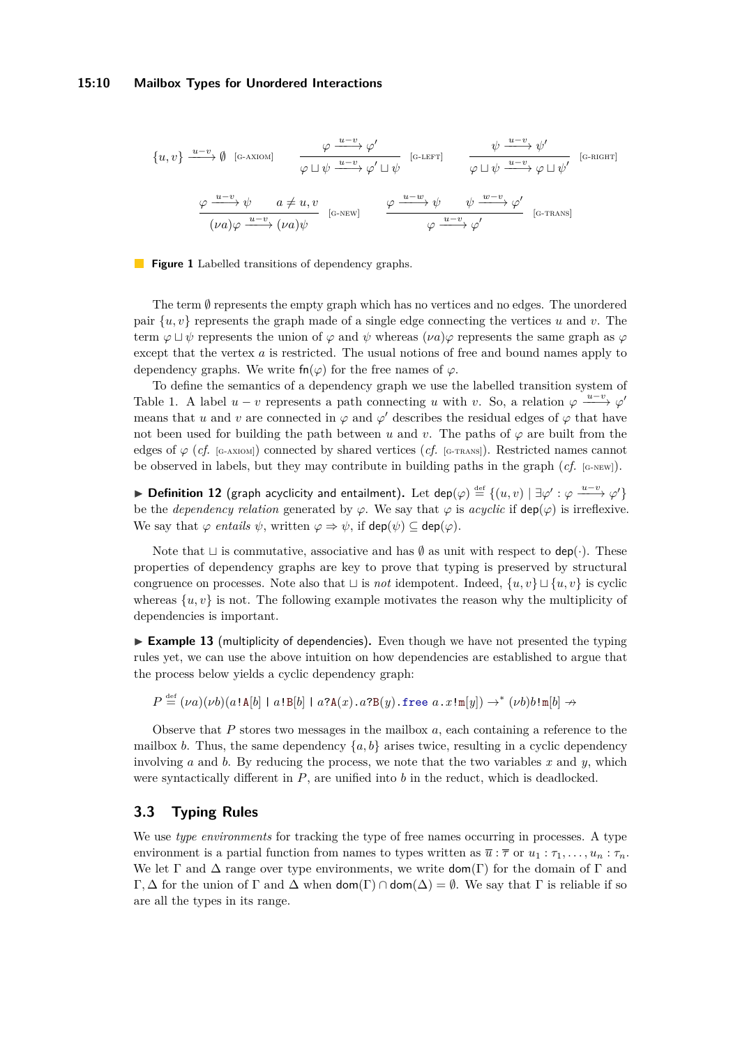$$\{u,v\} \xrightarrow{u-v} \emptyset \quad \text{[G-AXIOM]} \qquad \frac{\varphi \xrightarrow{u-v} \varphi'}{\varphi \sqcup \psi \xrightarrow{u-v} \varphi' \sqcup \psi} \quad \text{[G-LEFT]} \qquad \frac{\psi \xrightarrow{u-v} \psi'}{\varphi \sqcup \psi \xrightarrow{u-v} \varphi \sqcup \psi'} \quad \text{[G-RIGHT]}$$

$$\frac{\varphi \xrightarrow{u-v} \psi \qquad a \neq u,v}{(\nu a)\varphi \xrightarrow{u-v} (\nu a)\psi} \quad \text{[G-NEW]} \qquad \frac{\varphi \xrightarrow{u-w} \psi \qquad \psi \xrightarrow{w-v} \varphi'}{\varphi \xrightarrow{u-v} \varphi'} \quad \text{[G-TRANS]}$$

**Figure 1** Labelled transitions of dependency graphs.

The term $\emptyset$ represents the empty graph which has no vertices and no edges. The unordered pair $\{u, v\}$ represents the graph made of a single edge connecting the vertices $u$ and $v$. The term $\varphi \sqcup \psi$ represents the union of $\varphi$ and $\psi$ whereas $(\nu a)\varphi$ represents the same graph as $\varphi$ except that the vertex $a$ is restricted. The usual notions of free and bound names apply to dependency graphs. We write $\mathsf{fn}(\varphi)$ for the free names of $\varphi$.

To define the semantics of a dependency graph we use the labelled transition system of Table 1. A label $u - v$ represents a path connecting $u$ with $v$. So, a relation $\varphi \xrightarrow{u-v} \varphi'$ means that $u$ and $v$ are connected in $\varphi$ and $\varphi'$ describes the residual edges of $\varphi$ that have not been used for building the path between $u$ and $v$. The paths of $\varphi$ are built from the edges of $\varphi$ (*cf.* [G-AXIOM]) connected by shared vertices (*cf.* [G-TRANS]). Restricted names cannot be observed in labels, but they may contribute in building paths in the graph (*cf.* [G-NEW]).

▶ **Definition 12** (graph acyclicity and entailment)**.** Let $\mathsf{dep}(\varphi) \stackrel{\text{def}}{=} \{(u, v) \mid \exists \varphi' : \varphi \xrightarrow{u-v} \varphi'\}$ be the *dependency relation* generated by $\varphi$. We say that $\varphi$ is *acyclic* if $\mathsf{dep}(\varphi)$ is irreflexive. We say that $\varphi$ *entails* $\psi$, written $\varphi \Rightarrow \psi$, if $\mathsf{dep}(\psi) \subseteq \mathsf{dep}(\varphi)$.

Note that $\sqcup$ is commutative, associative and has $\emptyset$ as unit with respect to $\mathsf{dep}(\cdot)$. These properties of dependency graphs are key to prove that typing is preserved by structural congruence on processes. Note also that $\sqcup$ is *not* idempotent. Indeed, $\{u, v\} \sqcup \{u, v\}$ is cyclic whereas $\{u, v\}$ is not. The following example motivates the reason why the multiplicity of dependencies is important.

▶ **Example 13** (multiplicity of dependencies)**.** Even though we have not presented the typing rules yet, we can use the above intuition on how dependencies are established to argue that the process below yields a cyclic dependency graph:

$$P \stackrel{\text{def}}{=} (\nu a)(\nu b)(a!\mathtt{A}[b] \mid a!\mathtt{B}[b] \mid a?\mathtt{A}(x).a?\mathtt{B}(y).\mathtt{free}\ a.x!\mathtt{m}[y]) \rightarrow^* (\nu b)b!\mathtt{m}[b] \nrightarrow$$

Observe that $P$ stores two messages in the mailbox $a$, each containing a reference to the mailbox $b$. Thus, the same dependency $\{a, b\}$ arises twice, resulting in a cyclic dependency involving $a$ and $b$. By reducing the process, we note that the two variables $x$ and $y$, which were syntactically different in $P$, are unified into $b$ in the reduct, which is deadlocked.

## 3.3 Typing Rules

We use *type environments* for tracking the type of free names occurring in processes. A type environment is a partial function from names to types written as $\overline{u} : \overline{\tau}$ or $u_1 : \tau_1, \ldots, u_n : \tau_n$. We let $\Gamma$ and $\Delta$ range over type environments, we write $\mathsf{dom}(\Gamma)$ for the domain of $\Gamma$ and $\Gamma, \Delta$ for the union of $\Gamma$ and $\Delta$ when $\mathsf{dom}(\Gamma) \cap \mathsf{dom}(\Delta) = \emptyset$. We say that $\Gamma$ is reliable if so are all the types in its range.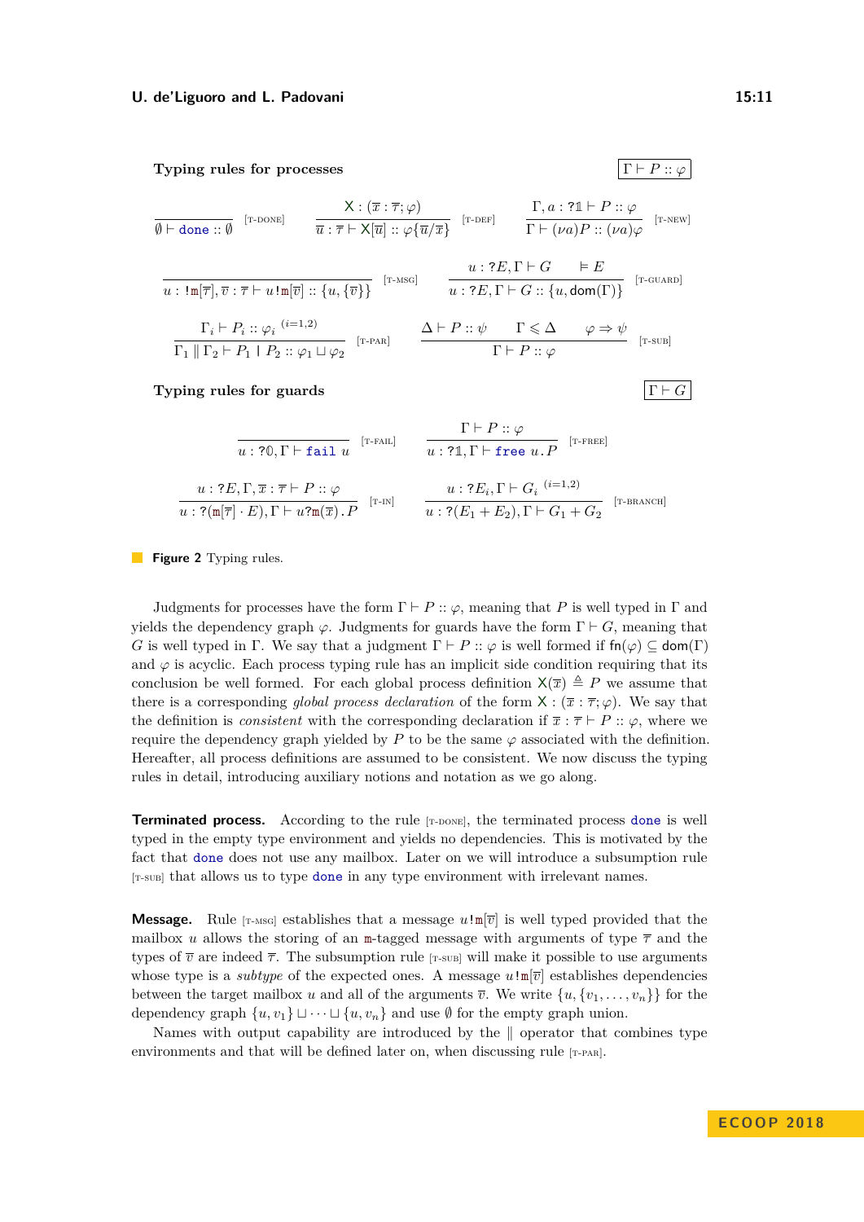**Typing rules for processes** $\boxed{\Gamma \vdash P :: \varphi}$

$$\frac{}{\emptyset \vdash \texttt{done} :: \emptyset}\ \text{[T-DONE]} \qquad \frac{\mathsf{X} : (\overline{x} : \overline{\tau}; \varphi)}{\overline{u} : \overline{\tau} \vdash \mathsf{X}[\overline{u}] :: \varphi\{\overline{u}/\overline{x}\}}\ \text{[T-DEF]} \qquad \frac{\Gamma, a : ?\mathbb{1} \vdash P :: \varphi}{\Gamma \vdash (\nu a)P :: (\nu a)\varphi}\ \text{[T-NEW]}$$

$$\frac{}{u : !\mathtt{m}[\overline{\tau}], \overline{v} : \overline{\tau} \vdash u!\mathtt{m}[\overline{v}] :: \{u, \{\overline{v}\}\}}\ \text{[T-MSG]} \qquad \frac{u : ?E, \Gamma \vdash G \qquad \models E}{u : ?E, \Gamma \vdash G :: \{u, \mathsf{dom}(\Gamma)\}}\ \text{[T-GUARD]}$$

$$\frac{\Gamma_i \vdash P_i :: \varphi_i \ ^{(i=1,2)}}{\Gamma_1 \parallel \Gamma_2 \vdash P_1 \mid P_2 :: \varphi_1 \sqcup \varphi_2}\ \text{[T-PAR]} \qquad \frac{\Delta \vdash P :: \psi \qquad \Gamma \leqslant \Delta \qquad \varphi \Rightarrow \psi}{\Gamma \vdash P :: \varphi}\ \text{[T-SUB]}$$

**Typing rules for guards** $\boxed{\Gamma \vdash G}$

$$\frac{}{u : ?\mathbb{0}, \Gamma \vdash \texttt{fail}\ u}\ \text{[T-FAIL]} \qquad \frac{\Gamma \vdash P :: \varphi}{u : ?\mathbb{1}, \Gamma \vdash \texttt{free}\ u\,.\,P}\ \text{[T-FREE]}$$

$$\frac{u : ?E, \Gamma, \overline{x} : \overline{\tau} \vdash P :: \varphi}{u : ?(\mathtt{m}[\overline{\tau}] \cdot E), \Gamma \vdash u?\mathtt{m}(\overline{x})\,.\,P}\ \text{[T-IN]} \qquad \frac{u : ?E_i, \Gamma \vdash G_i \ ^{(i=1,2)}}{u : ?(E_1 + E_2), \Gamma \vdash G_1 + G_2}\ \text{[T-BRANCH]}$$

**Figure 2** Typing rules.

Judgments for processes have the form $\Gamma \vdash P :: \varphi$, meaning that $P$ is well typed in $\Gamma$ and yields the dependency graph $\varphi$. Judgments for guards have the form $\Gamma \vdash G$, meaning that $G$ is well typed in $\Gamma$. We say that a judgment $\Gamma \vdash P :: \varphi$ is well formed if $\mathsf{fn}(\varphi) \subseteq \mathsf{dom}(\Gamma)$ and $\varphi$ is acyclic. Each process typing rule has an implicit side condition requiring that its conclusion be well formed. For each global process definition $\mathsf{X}(\overline{x}) \triangleq P$ we assume that there is a corresponding *global process declaration* of the form $\mathsf{X} : (\overline{x} : \overline{\tau}; \varphi)$. We say that the definition is *consistent* with the corresponding declaration if $\overline{x} : \overline{\tau} \vdash P :: \varphi$, where we require the dependency graph yielded by $P$ to be the same $\varphi$ associated with the definition. Hereafter, all process definitions are assumed to be consistent. We now discuss the typing rules in detail, introducing auxiliary notions and notation as we go along.

**Terminated process.** According to the rule [T-DONE], the terminated process `done` is well typed in the empty type environment and yields no dependencies. This is motivated by the fact that `done` does not use any mailbox. Later on we will introduce a subsumption rule [T-SUB] that allows us to type `done` in any type environment with irrelevant names.

**Message.** Rule [T-MSG] establishes that a message $u!\mathtt{m}[\overline{v}]$ is well typed provided that the mailbox $u$ allows the storing of an $\mathtt{m}$-tagged message with arguments of type $\overline{\tau}$ and the types of $\overline{v}$ are indeed $\overline{\tau}$. The subsumption rule [T-SUB] will make it possible to use arguments whose type is a *subtype* of the expected ones. A message $u!\mathtt{m}[\overline{v}]$ establishes dependencies between the target mailbox $u$ and all of the arguments $\overline{v}$. We write $\{u, \{v_1, \ldots, v_n\}\}$ for the dependency graph $\{u, v_1\} \sqcup \cdots \sqcup \{u, v_n\}$ and use $\emptyset$ for the empty graph union.

Names with output capability are introduced by the $\parallel$ operator that combines type environments and that will be defined later on, when discussing rule [T-PAR].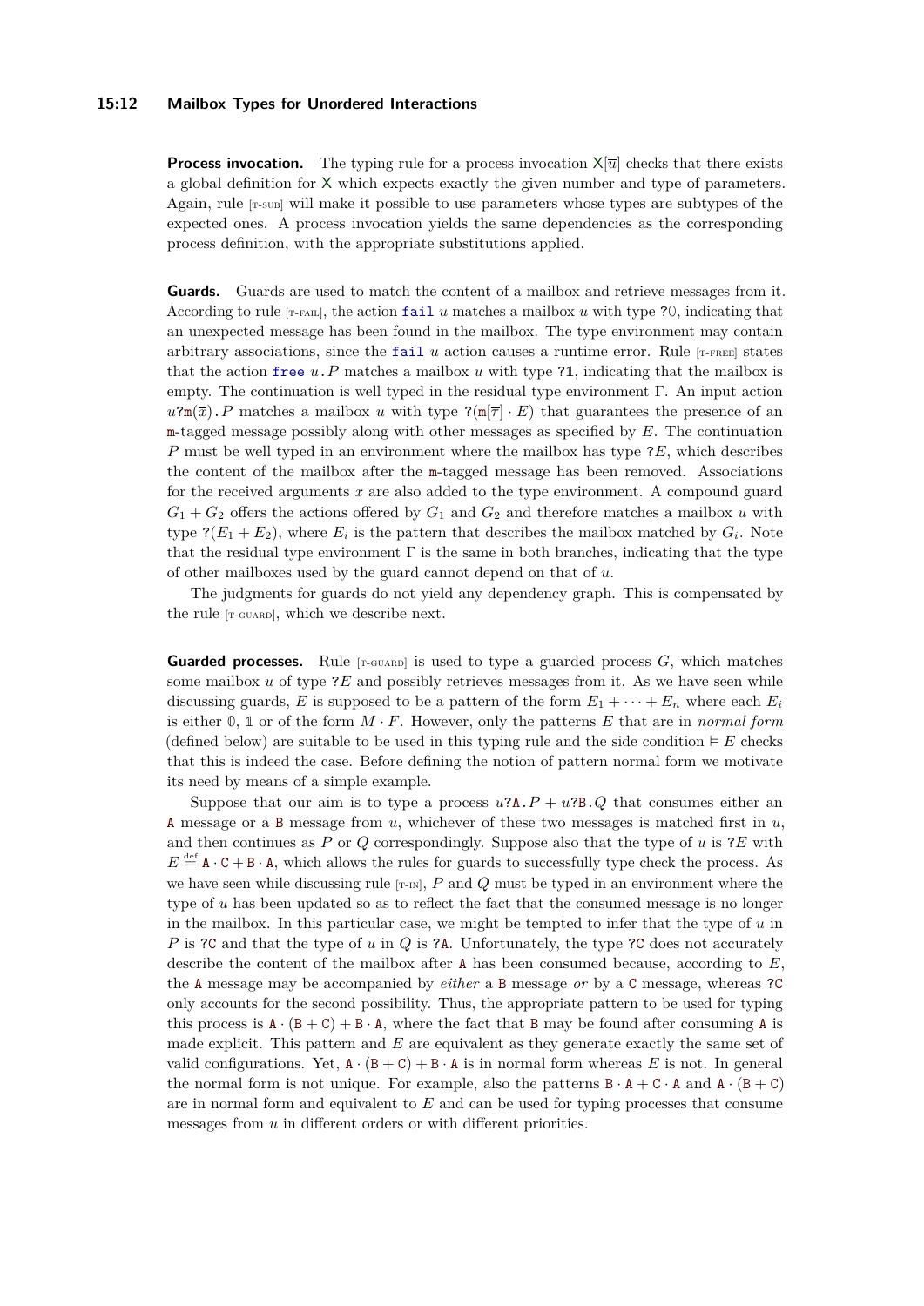**Process invocation.** The typing rule for a process invocation $\mathsf{X}[\overline{u}]$ checks that there exists a global definition for $\mathsf{X}$ which expects exactly the given number and type of parameters. Again, rule [T-SUB] will make it possible to use parameters whose types are subtypes of the expected ones. A process invocation yields the same dependencies as the corresponding process definition, with the appropriate substitutions applied.

**Guards.** Guards are used to match the content of a mailbox and retrieve messages from it. According to rule [T-FAIL], the action $\mathtt{fail}\ u$ matches a mailbox $u$ with type $?\mathbb{0}$, indicating that an unexpected message has been found in the mailbox. The type environment may contain arbitrary associations, since the $\mathtt{fail}\ u$ action causes a runtime error. Rule [T-FREE] states that the action $\mathtt{free}\ u.P$ matches a mailbox $u$ with type $?\mathbb{1}$, indicating that the mailbox is empty. The continuation is well typed in the residual type environment $\Gamma$. An input action $u?\mathtt{m}(\overline{x}).P$ matches a mailbox $u$ with type $?(\mathtt{m}[\overline{\tau}] \cdot E)$ that guarantees the presence of an $\mathtt{m}$-tagged message possibly along with other messages as specified by $E$. The continuation $P$ must be well typed in an environment where the mailbox has type $?E$, which describes the content of the mailbox after the $\mathtt{m}$-tagged message has been removed. Associations for the received arguments $\overline{x}$ are also added to the type environment. A compound guard $G_1 + G_2$ offers the actions offered by $G_1$ and $G_2$ and therefore matches a mailbox $u$ with type $?(E_1 + E_2)$, where $E_i$ is the pattern that describes the mailbox matched by $G_i$. Note that the residual type environment $\Gamma$ is the same in both branches, indicating that the type of other mailboxes used by the guard cannot depend on that of $u$.

The judgments for guards do not yield any dependency graph. This is compensated by the rule [T-GUARD], which we describe next.

**Guarded processes.** Rule [T-GUARD] is used to type a guarded process $G$, which matches some mailbox $u$ of type $?E$ and possibly retrieves messages from it. As we have seen while discussing guards, $E$ is supposed to be a pattern of the form $E_1 + \cdots + E_n$ where each $E_i$ is either $\mathbb{0}$, $\mathbb{1}$ or of the form $M \cdot F$. However, only the patterns $E$ that are in *normal form* (defined below) are suitable to be used in this typing rule and the side condition $\vDash E$ checks that this is indeed the case. Before defining the notion of pattern normal form we motivate its need by means of a simple example.

Suppose that our aim is to type a process $u?\mathtt{A}.P + u?\mathtt{B}.Q$ that consumes either an $\mathtt{A}$ message or a $\mathtt{B}$ message from $u$, whichever of these two messages is matched first in $u$, and then continues as $P$ or $Q$ correspondingly. Suppose also that the type of $u$ is $?E$ with $E \stackrel{\text{def}}{=} \mathtt{A} \cdot \mathtt{C} + \mathtt{B} \cdot \mathtt{A}$, which allows the rules for guards to successfully type check the process. As we have seen while discussing rule [T-IN], $P$ and $Q$ must be typed in an environment where the type of $u$ has been updated so as to reflect the fact that the consumed message is no longer in the mailbox. In this particular case, we might be tempted to infer that the type of $u$ in $P$ is $?\mathtt{C}$ and that the type of $u$ in $Q$ is $?\mathtt{A}$. Unfortunately, the type $?\mathtt{C}$ does not accurately describe the content of the mailbox after $\mathtt{A}$ has been consumed because, according to $E$, the $\mathtt{A}$ message may be accompanied by *either* a $\mathtt{B}$ message *or* by a $\mathtt{C}$ message, whereas $?\mathtt{C}$ only accounts for the second possibility. Thus, the appropriate pattern to be used for typing this process is $\mathtt{A} \cdot (\mathtt{B} + \mathtt{C}) + \mathtt{B} \cdot \mathtt{A}$, where the fact that $\mathtt{B}$ may be found after consuming $\mathtt{A}$ is made explicit. This pattern and $E$ are equivalent as they generate exactly the same set of valid configurations. Yet, $\mathtt{A} \cdot (\mathtt{B} + \mathtt{C}) + \mathtt{B} \cdot \mathtt{A}$ is in normal form whereas $E$ is not. In general the normal form is not unique. For example, also the patterns $\mathtt{B} \cdot \mathtt{A} + \mathtt{C} \cdot \mathtt{A}$ and $\mathtt{A} \cdot (\mathtt{B} + \mathtt{C})$ are in normal form and equivalent to $E$ and can be used for typing processes that consume messages from $u$ in different orders or with different priorities.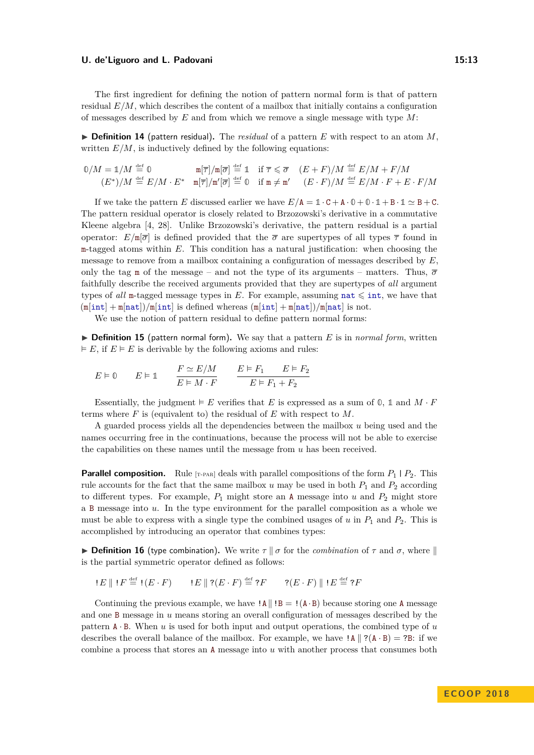The first ingredient for defining the notion of pattern normal form is that of pattern residual $E/M$, which describes the content of a mailbox that initially contains a configuration of messages described by $E$ and from which we remove a single message with type $M$:

▶ **Definition 14** (pattern residual)**.** The *residual* of a pattern $E$ with respect to an atom $M$, written $E/M$, is inductively defined by the following equations:

$$
\begin{array}{lll}
\mathbb{0}/M = \mathbb{1}/M \stackrel{\text{def}}{=} \mathbb{0} & \mathtt{m}[\overline{\tau}]/\mathtt{m}[\overline{\sigma}] \stackrel{\text{def}}{=} \mathbb{1} \quad \text{if } \overline{\tau} \leqslant \overline{\sigma} & (E+F)/M \stackrel{\text{def}}{=} E/M + F/M \\
(E^*)/M \stackrel{\text{def}}{=} E/M \cdot E^* & \mathtt{m}[\overline{\tau}]/\mathtt{m}'[\overline{\sigma}] \stackrel{\text{def}}{=} \mathbb{0} \quad \text{if } \mathtt{m} \neq \mathtt{m}' & (E \cdot F)/M \stackrel{\text{def}}{=} E/M \cdot F + E \cdot F/M
\end{array}
$$

If we take the pattern $E$ discussed earlier we have $E/\mathtt{A} = \mathbb{1} \cdot \mathtt{C} + \mathtt{A} \cdot \mathbb{0} + \mathbb{0} \cdot \mathbb{1} + \mathtt{B} \cdot \mathbb{1} \simeq \mathtt{B} + \mathtt{C}$. The pattern residual operator is closely related to Brzozowski's derivative in a commutative Kleene algebra [4, 28]. Unlike Brzozowski's derivative, the pattern residual is a partial operator: $E/\mathtt{m}[\overline{\sigma}]$ is defined provided that the $\overline{\sigma}$ are supertypes of all types $\overline{\tau}$ found in $\mathtt{m}$-tagged atoms within $E$. This condition has a natural justification: when choosing the message to remove from a mailbox containing a configuration of messages described by $E$, only the tag $\mathtt{m}$ of the message – and not the type of its arguments – matters. Thus, $\overline{\sigma}$ faithfully describe the received arguments provided that they are supertypes of *all* argument types of *all* $\mathtt{m}$-tagged message types in $E$. For example, assuming $\mathtt{nat} \leqslant \mathtt{int}$, we have that $(\mathtt{m}[\mathtt{int}] + \mathtt{m}[\mathtt{nat}])/\mathtt{m}[\mathtt{int}]$ is defined whereas $(\mathtt{m}[\mathtt{int}] + \mathtt{m}[\mathtt{nat}])/\mathtt{m}[\mathtt{nat}]$ is not.

We use the notion of pattern residual to define pattern normal forms:

▶ **Definition 15** (pattern normal form)**.** We say that a pattern $E$ is in *normal form*, written $\vDash E$, if $E \vDash E$ is derivable by the following axioms and rules:

$$
E \vDash \mathbb{0} \qquad E \vDash \mathbb{1} \qquad \frac{F \simeq E/M}{E \vDash M \cdot F} \qquad \frac{E \vDash F_1 \qquad E \vDash F_2}{E \vDash F_1 + F_2}
$$

Essentially, the judgment $\vDash E$ verifies that $E$ is expressed as a sum of $\mathbb{0}$, $\mathbb{1}$ and $M \cdot F$ terms where $F$ is (equivalent to) the residual of $E$ with respect to $M$.

A guarded process yields all the dependencies between the mailbox $u$ being used and the names occurring free in the continuations, because the process will not be able to exercise the capabilities on these names until the message from $u$ has been received.

**Parallel composition.** Rule [T-PAR] deals with parallel compositions of the form $P_1 \mid P_2$. This rule accounts for the fact that the same mailbox $u$ may be used in both $P_1$ and $P_2$ according to different types. For example, $P_1$ might store an $\mathtt{A}$ message into $u$ and $P_2$ might store a $\mathtt{B}$ message into $u$. In the type environment for the parallel composition as a whole we must be able to express with a single type the combined usages of $u$ in $P_1$ and $P_2$. This is accomplished by introducing an operator that combines types:

▶ **Definition 16** (type combination)**.** We write $\tau \parallel \sigma$ for the *combination* of $\tau$ and $\sigma$, where $\parallel$ is the partial symmetric operator defined as follows:

$$
{!E} \parallel {!F} \stackrel{\text{def}}{=} {!(E \cdot F)} \qquad {!E} \parallel {?(E \cdot F)} \stackrel{\text{def}}{=} {?F} \qquad {?(E \cdot F)} \parallel {!E} \stackrel{\text{def}}{=} {?F}
$$

Continuing the previous example, we have $!\mathtt{A} \parallel !\mathtt{B} = !(\mathtt{A} \cdot \mathtt{B})$ because storing one $\mathtt{A}$ message and one $\mathtt{B}$ message in $u$ means storing an overall configuration of messages described by the pattern $\mathtt{A} \cdot \mathtt{B}$. When $u$ is used for both input and output operations, the combined type of $u$ describes the overall balance of the mailbox. For example, we have $!\mathtt{A} \parallel ?(\mathtt{A} \cdot \mathtt{B}) = ?\mathtt{B}$: if we combine a process that stores an $\mathtt{A}$ message into $u$ with another process that consumes both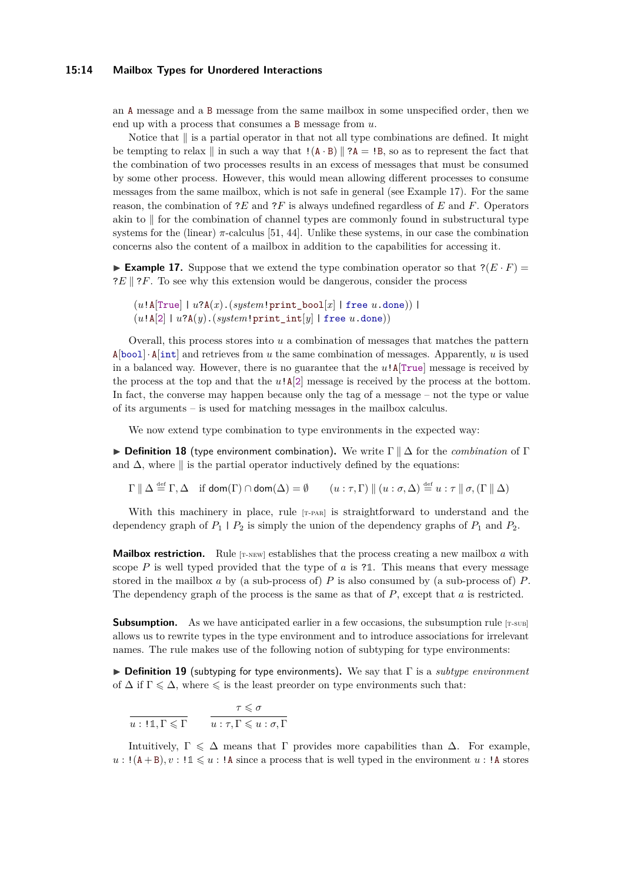an $\mathtt{A}$ message and a $\mathtt{B}$ message from the same mailbox in some unspecified order, then we end up with a process that consumes a $\mathtt{B}$ message from $u$.

Notice that $\parallel$ is a partial operator in that not all type combinations are defined. It might be tempting to relax $\parallel$ in such a way that $!(\mathtt{A} \cdot \mathtt{B}) \parallel ?\mathtt{A} = !\mathtt{B}$, so as to represent the fact that the combination of two processes results in an excess of messages that must be consumed by some other process. However, this would mean allowing different processes to consume messages from the same mailbox, which is not safe in general (see Example 17). For the same reason, the combination of $?E$ and $?F$ is always undefined regardless of $E$ and $F$. Operators akin to $\parallel$ for the combination of channel types are commonly found in substructural type systems for the (linear) $\pi$-calculus [51, 44]. Unlike these systems, in our case the combination concerns also the content of a mailbox in addition to the capabilities for accessing it.

▶ **Example 17.** Suppose that we extend the type combination operator so that $?(E \cdot F) = ?E \parallel ?F$. To see why this extension would be dangerous, consider the process

$$(u!\mathtt{A}[\mathtt{True}] \mid u?\mathtt{A}(x).(\mathit{system}!\mathtt{print\_bool}[x] \mid \mathtt{free}\ u.\mathtt{done})) \mid$$
$$(u!\mathtt{A}[2] \mid u?\mathtt{A}(y).(\mathit{system}!\mathtt{print\_int}[y] \mid \mathtt{free}\ u.\mathtt{done}))$$

Overall, this process stores into $u$ a combination of messages that matches the pattern $\mathtt{A}[\mathtt{bool}] \cdot \mathtt{A}[\mathtt{int}]$ and retrieves from $u$ the same combination of messages. Apparently, $u$ is used in a balanced way. However, there is no guarantee that the $u!\mathtt{A}[\mathtt{True}]$ message is received by the process at the top and that the $u!\mathtt{A}[2]$ message is received by the process at the bottom. In fact, the converse may happen because only the tag of a message – not the type or value of its arguments – is used for matching messages in the mailbox calculus.

We now extend type combination to type environments in the expected way:

▶ **Definition 18** (type environment combination)**.** We write $\Gamma \parallel \Delta$ for the *combination* of $\Gamma$ and $\Delta$, where $\parallel$ is the partial operator inductively defined by the equations:

$$\Gamma \parallel \Delta \stackrel{\text{def}}{=} \Gamma, \Delta \quad \text{if } \mathsf{dom}(\Gamma) \cap \mathsf{dom}(\Delta) = \emptyset \qquad (u : \tau, \Gamma) \parallel (u : \sigma, \Delta) \stackrel{\text{def}}{=} u : \tau \parallel \sigma, (\Gamma \parallel \Delta)$$

With this machinery in place, rule [T-PAR] is straightforward to understand and the dependency graph of $P_1 \mid P_2$ is simply the union of the dependency graphs of $P_1$ and $P_2$.

**Mailbox restriction.** Rule [T-NEW] establishes that the process creating a new mailbox $a$ with scope $P$ is well typed provided that the type of $a$ is $?\mathbb{1}$. This means that every message stored in the mailbox $a$ by (a sub-process of) $P$ is also consumed by (a sub-process of) $P$. The dependency graph of the process is the same as that of $P$, except that $a$ is restricted.

**Subsumption.** As we have anticipated earlier in a few occasions, the subsumption rule [T-SUB] allows us to rewrite types in the type environment and to introduce associations for irrelevant names. The rule makes use of the following notion of subtyping for type environments:

▶ **Definition 19** (subtyping for type environments)**.** We say that $\Gamma$ is a *subtype environment* of $\Delta$ if $\Gamma \leqslant \Delta$, where $\leqslant$ is the least preorder on type environments such that:

$$\frac{}{u : !\mathbb{1}, \Gamma \leqslant \Gamma} \qquad \frac{\tau \leqslant \sigma}{u : \tau, \Gamma \leqslant u : \sigma, \Gamma}$$

Intuitively, $\Gamma \leqslant \Delta$ means that $\Gamma$ provides more capabilities than $\Delta$. For example, $u : !(\mathtt{A} + \mathtt{B}), v : !\mathbb{1} \leqslant u : !\mathtt{A}$ since a process that is well typed in the environment $u : !\mathtt{A}$ stores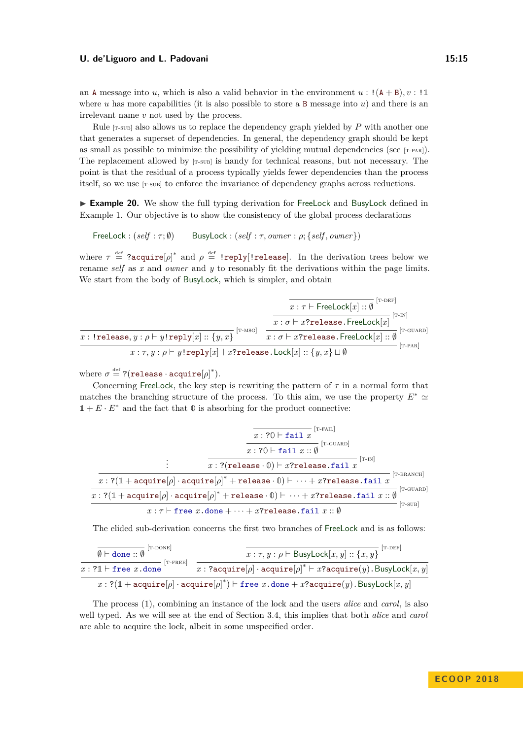an $\mathtt{A}$ message into $u$, which is also a valid behavior in the environment $u : !(\mathtt{A} + \mathtt{B}), v : !\mathbb{1}$ where $u$ has more capabilities (it is also possible to store a $\mathtt{B}$ message into $u$) and there is an irrelevant name $v$ not used by the process.

Rule [T-SUB] also allows us to replace the dependency graph yielded by $P$ with another one that generates a superset of dependencies. In general, the dependency graph should be kept as small as possible to minimize the possibility of yielding mutual dependencies (see [T-PAR]). The replacement allowed by [T-SUB] is handy for technical reasons, but not necessary. The point is that the residual of a process typically yields fewer dependencies than the process itself, so we use [T-SUB] to enforce the invariance of dependency graphs across reductions.

▶ **Example 20.** We show the full typing derivation for FreeLock and BusyLock defined in Example 1. Our objective is to show the consistency of the global process declarations

$$\mathsf{FreeLock} : (\mathit{self} : \tau; \emptyset) \qquad \mathsf{BusyLock} : (\mathit{self} : \tau, \mathit{owner} : \rho; \{\mathit{self}, \mathit{owner}\})$$

where $\tau \stackrel{\text{def}}{=} ?\mathtt{acquire}[\rho]^*$ and $\rho \stackrel{\text{def}}{=} !\mathtt{reply}[!\mathtt{release}]$. In the derivation trees below we rename *self* as $x$ and *owner* and $y$ to resonably fit the derivations within the page limits. We start from the body of BusyLock, which is simpler, and obtain

$$\dfrac{\dfrac{}{x : !\mathtt{release}, y : \rho \vdash y!\mathtt{reply}[x] :: \{y, x\}}\,[\text{T-MSG}] \qquad \dfrac{\dfrac{\dfrac{}{x : \tau \vdash \mathsf{FreeLock}[x] :: \emptyset}\,[\text{T-DEF}]}{x : \sigma \vdash x?\mathtt{release}.\mathsf{FreeLock}[x]}\,[\text{T-IN}]}{x : \sigma \vdash x?\mathtt{release}.\mathsf{FreeLock}[x] :: \emptyset}\,[\text{T-GUARD}]}{x : \tau, y : \rho \vdash y!\mathtt{reply}[x] \mid x?\mathtt{release}.\mathsf{Lock}[x] :: \{y, x\} \sqcup \emptyset}\,[\text{T-PAR}]$$

where $\sigma \stackrel{\text{def}}{=} ?(\mathtt{release} \cdot \mathtt{acquire}[\rho]^*)$.

Concerning FreeLock, the key step is rewriting the pattern of $\tau$ in a normal form that matches the branching structure of the process. To this aim, we use the property $E^* \simeq \mathbb{1} + E \cdot E^*$ and the fact that $\mathbb{0}$ is absorbing for the product connective:

$$\dfrac{\dfrac{\dfrac{\vdots \qquad \dfrac{\dfrac{\dfrac{}{x : ?\mathbb{0} \vdash \mathtt{fail}\ x}\,[\text{T-FAIL}]}{x : ?\mathbb{0} \vdash \mathtt{fail}\ x :: \emptyset}\,[\text{T-GUARD}]}{x : ?(\mathtt{release} \cdot \mathbb{0}) \vdash x?\mathtt{release}.\mathtt{fail}\ x}\,[\text{T-IN}]}{x : ?(\mathbb{1} + \mathtt{acquire}[\rho] \cdot \mathtt{acquire}[\rho]^* + \mathtt{release} \cdot \mathbb{0}) \vdash \cdots + x?\mathtt{release}.\mathtt{fail}\ x}\,[\text{T-BRANCH}]}{x : ?(\mathbb{1} + \mathtt{acquire}[\rho] \cdot \mathtt{acquire}[\rho]^* + \mathtt{release} \cdot \mathbb{0}) \vdash \cdots + x?\mathtt{release}.\mathtt{fail}\ x :: \emptyset}\,[\text{T-GUARD}]}{x : \tau \vdash \mathtt{free}\ x.\mathtt{done} + \cdots + x?\mathtt{release}.\mathtt{fail}\ x :: \emptyset}\,[\text{T-SUB}]$$

The elided sub-derivation concerns the first two branches of FreeLock and is as follows:

$$\dfrac{\dfrac{\dfrac{}{\emptyset \vdash \mathtt{done} :: \emptyset}\,[\text{T-DONE}]}{x : ?\mathbb{1} \vdash \mathtt{free}\ x.\mathtt{done}}\,[\text{T-FREE}] \qquad \dfrac{\dfrac{}{x : \tau, y : \rho \vdash \mathsf{BusyLock}[x, y] :: \{x, y\}}\,[\text{T-DEF}]}{x : ?\mathtt{acquire}[\rho] \cdot \mathtt{acquire}[\rho]^* \vdash x?\mathtt{acquire}(y).\mathsf{BusyLock}[x, y]}}{x : ?(\mathbb{1} + \mathtt{acquire}[\rho] \cdot \mathtt{acquire}[\rho]^*) \vdash \mathtt{free}\ x.\mathtt{done} + x?\mathtt{acquire}(y).\mathsf{BusyLock}[x, y]}$$

The process (1), combining an instance of the lock and the users *alice* and *carol*, is also well typed. As we will see at the end of Section 3.4, this implies that both *alice* and *carol* are able to acquire the lock, albeit in some unspecified order.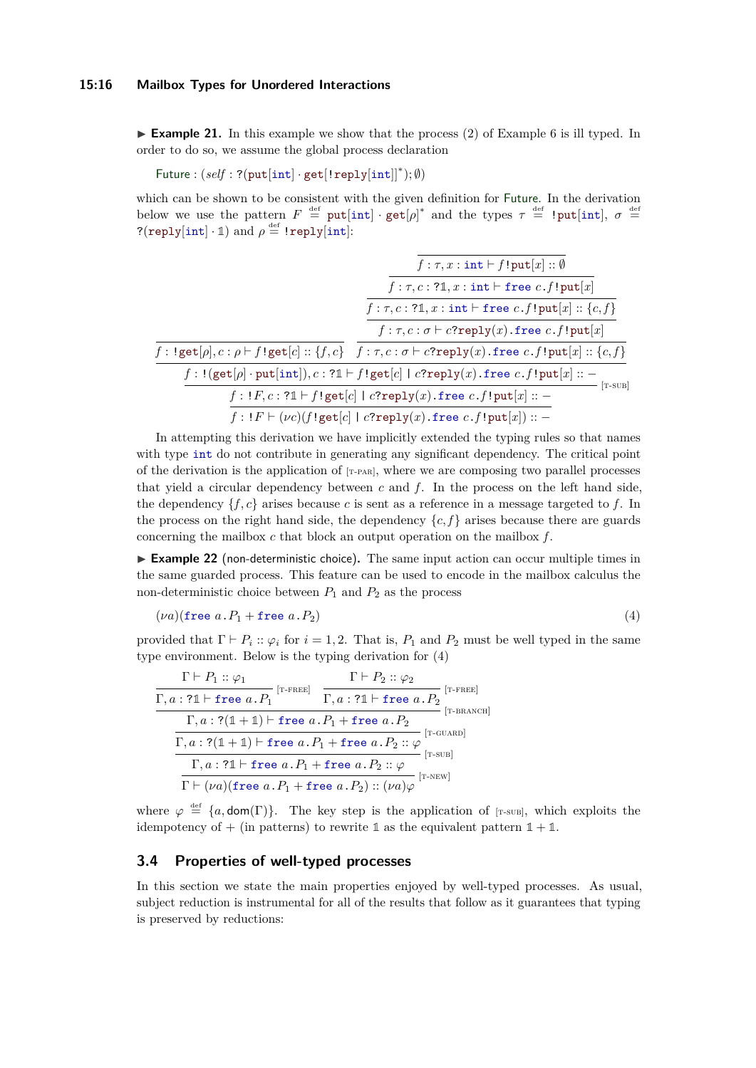▶ **Example 21.** In this example we show that the process (2) of Example 6 is ill typed. In order to do so, we assume the global process declaration

$$\mathsf{Future} : (\mathit{self} : ?(\mathtt{put}[\mathtt{int}] \cdot \mathtt{get}[!\mathtt{reply}[\mathtt{int}]]^*); \emptyset)$$

which can be shown to be consistent with the given definition for Future. In the derivation below we use the pattern $F \stackrel{\text{def}}{=} \mathtt{put}[\mathtt{int}] \cdot \mathtt{get}[\rho]^*$ and the types $\tau \stackrel{\text{def}}{=} !\mathtt{put}[\mathtt{int}]$, $\sigma \stackrel{\text{def}}{=} ?(\mathtt{reply}[\mathtt{int}] \cdot \mathbb{1})$ and $\rho \stackrel{\text{def}}{=} !\mathtt{reply}[\mathtt{int}]$:

$$\dfrac{\dfrac{\dfrac{f : !\mathtt{get}[\rho], c : \rho \vdash f!\mathtt{get}[c] :: \{f, c\} \qquad \dfrac{\dfrac{\dfrac{\dfrac{f : \tau, x : \mathtt{int} \vdash f!\mathtt{put}[x] :: \emptyset}{f : \tau, c : ?\mathbb{1}, x : \mathtt{int} \vdash \mathtt{free}\ c.f!\mathtt{put}[x]}}{f : \tau, c : ?\mathbb{1}, x : \mathtt{int} \vdash \mathtt{free}\ c.f!\mathtt{put}[x] :: \{c, f\}}}{f : \tau, c : \sigma \vdash c?\mathtt{reply}(x).\mathtt{free}\ c.f!\mathtt{put}[x]}}{f : \tau, c : \sigma \vdash c?\mathtt{reply}(x).\mathtt{free}\ c.f!\mathtt{put}[x] :: \{c, f\}}}{f : !(\mathtt{get}[\rho] \cdot \mathtt{put}[\mathtt{int}]), c : ?\mathbb{1} \vdash f!\mathtt{get}[c] \mid c?\mathtt{reply}(x).\mathtt{free}\ c.f!\mathtt{put}[x] :: -}}{f : !F, c : ?\mathbb{1} \vdash f!\mathtt{get}[c] \mid c?\mathtt{reply}(x).\mathtt{free}\ c.f!\mathtt{put}[x] :: -}\ [\text{T-SUB}]}{f : !F \vdash (\nu c)(f!\mathtt{get}[c] \mid c?\mathtt{reply}(x).\mathtt{free}\ c.f!\mathtt{put}[x]) :: -}$$

In attempting this derivation we have implicitly extended the typing rules so that names with type int do not contribute in generating any significant dependency. The critical point of the derivation is the application of [T-PAR], where we are composing two parallel processes that yield a circular dependency between $c$ and $f$. In the process on the left hand side, the dependency $\{f, c\}$ arises because $c$ is sent as a reference in a message targeted to $f$. In the process on the right hand side, the dependency $\{c, f\}$ arises because there are guards concerning the mailbox $c$ that block an output operation on the mailbox $f$.

▶ **Example 22** (non-deterministic choice)**.** The same input action can occur multiple times in the same guarded process. This feature can be used to encode in the mailbox calculus the non-deterministic choice between $P_1$ and $P_2$ as the process

$$(\nu a)(\mathtt{free}\ a.P_1 + \mathtt{free}\ a.P_2) \tag{4}$$

provided that $\Gamma \vdash P_i :: \varphi_i$ for $i = 1, 2$. That is, $P_1$ and $P_2$ must be well typed in the same type environment. Below is the typing derivation for (4)

$$\dfrac{\dfrac{\dfrac{\dfrac{\dfrac{\Gamma \vdash P_1 :: \varphi_1}{\Gamma, a : ?\mathbb{1} \vdash \mathtt{free}\ a.P_1}\ [\text{T-FREE}] \qquad \dfrac{\Gamma \vdash P_2 :: \varphi_2}{\Gamma, a : ?\mathbb{1} \vdash \mathtt{free}\ a.P_2}\ [\text{T-FREE}]}{\Gamma, a : ?(\mathbb{1} + \mathbb{1}) \vdash \mathtt{free}\ a.P_1 + \mathtt{free}\ a.P_2}\ [\text{T-BRANCH}]}{\Gamma, a : ?(\mathbb{1} + \mathbb{1}) \vdash \mathtt{free}\ a.P_1 + \mathtt{free}\ a.P_2 :: \varphi}\ [\text{T-GUARD}]}{\Gamma, a : ?\mathbb{1} \vdash \mathtt{free}\ a.P_1 + \mathtt{free}\ a.P_2 :: \varphi}\ [\text{T-SUB}]}{\Gamma \vdash (\nu a)(\mathtt{free}\ a.P_1 + \mathtt{free}\ a.P_2) :: (\nu a)\varphi}\ [\text{T-NEW}]$$

where $\varphi \stackrel{\text{def}}{=} \{a, \mathsf{dom}(\Gamma)\}$. The key step is the application of [T-SUB], which exploits the idempotency of $+$ (in patterns) to rewrite $\mathbb{1}$ as the equivalent pattern $\mathbb{1} + \mathbb{1}$.

## 3.4 Properties of well-typed processes

In this section we state the main properties enjoyed by well-typed processes. As usual, subject reduction is instrumental for all of the results that follow as it guarantees that typing is preserved by reductions: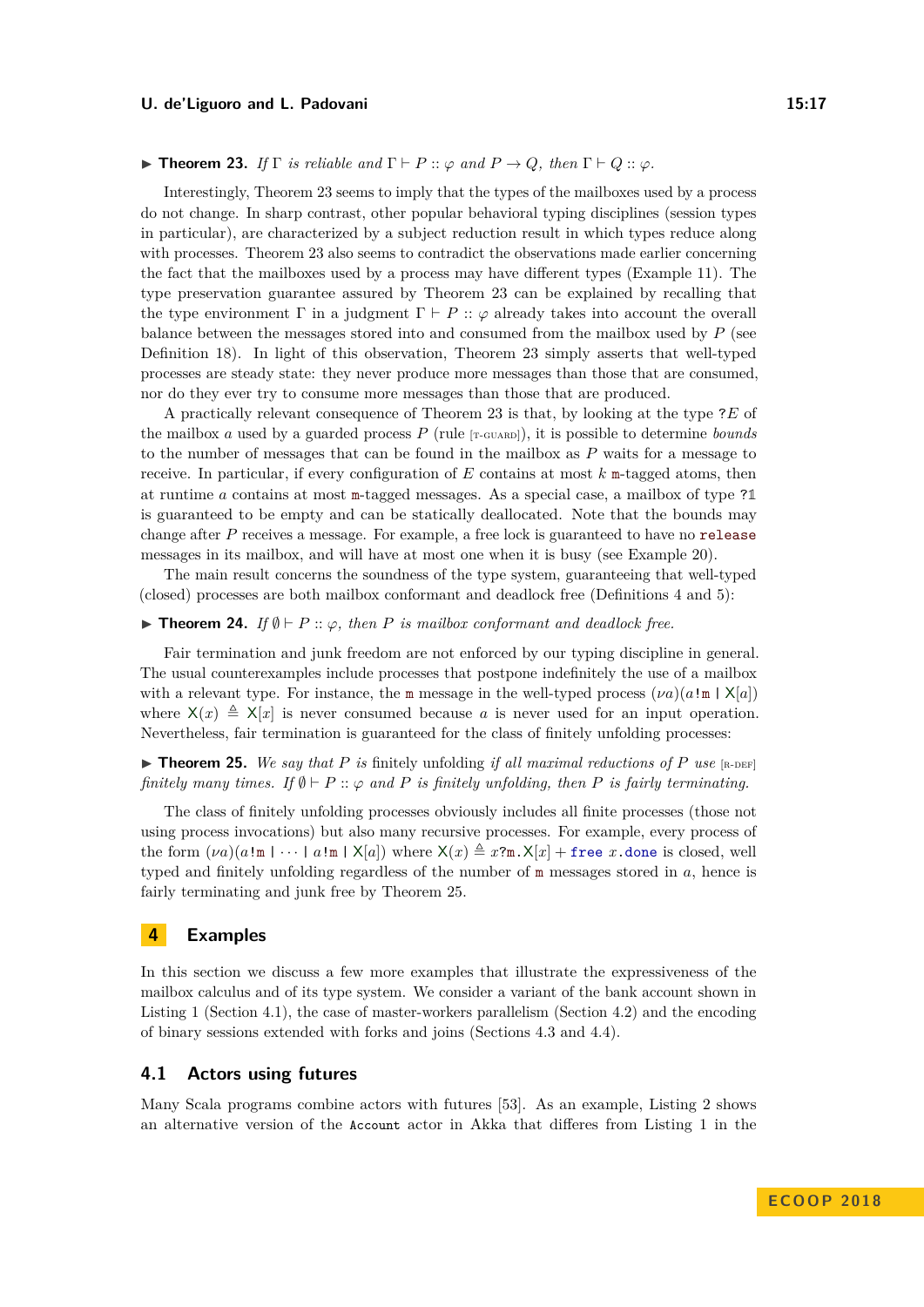▶ **Theorem 23.** *If* $\Gamma$ *is reliable and* $\Gamma \vdash P :: \varphi$ *and* $P \rightarrow Q$*, then* $\Gamma \vdash Q :: \varphi$*.*

Interestingly, Theorem 23 seems to imply that the types of the mailboxes used by a process do not change. In sharp contrast, other popular behavioral typing disciplines (session types in particular), are characterized by a subject reduction result in which types reduce along with processes. Theorem 23 also seems to contradict the observations made earlier concerning the fact that the mailboxes used by a process may have different types (Example 11). The type preservation guarantee assured by Theorem 23 can be explained by recalling that the type environment $\Gamma$ in a judgment $\Gamma \vdash P :: \varphi$ already takes into account the overall balance between the messages stored into and consumed from the mailbox used by $P$ (see Definition 18). In light of this observation, Theorem 23 simply asserts that well-typed processes are steady state: they never produce more messages than those that are consumed, nor do they ever try to consume more messages than those that are produced.

A practically relevant consequence of Theorem 23 is that, by looking at the type $?E$ of the mailbox $a$ used by a guarded process $P$ (rule [T-GUARD]), it is possible to determine *bounds* to the number of messages that can be found in the mailbox as $P$ waits for a message to receive. In particular, if every configuration of $E$ contains at most $k$ $\mathtt{m}$-tagged atoms, then at runtime $a$ contains at most $\mathtt{m}$-tagged messages. As a special case, a mailbox of type $?\mathbb{1}$ is guaranteed to be empty and can be statically deallocated. Note that the bounds may change after $P$ receives a message. For example, a free lock is guaranteed to have no `release` messages in its mailbox, and will have at most one when it is busy (see Example 20).

The main result concerns the soundness of the type system, guaranteeing that well-typed (closed) processes are both mailbox conformant and deadlock free (Definitions 4 and 5):

▶ **Theorem 24.** *If* $\emptyset \vdash P :: \varphi$*, then* $P$ *is mailbox conformant and deadlock free.*

Fair termination and junk freedom are not enforced by our typing discipline in general. The usual counterexamples include processes that postpone indefinitely the use of a mailbox with a relevant type. For instance, the $\mathtt{m}$ message in the well-typed process $(\nu a)(a!\mathtt{m} \mid \mathsf{X}[a])$ where $\mathsf{X}(x) \triangleq \mathsf{X}[x]$ is never consumed because $a$ is never used for an input operation. Nevertheless, fair termination is guaranteed for the class of finitely unfolding processes:

▶ **Theorem 25.** *We say that* $P$ *is* finitely unfolding *if all maximal reductions of* $P$ *use* [R-DEF] *finitely many times. If* $\emptyset \vdash P :: \varphi$ *and* $P$ *is finitely unfolding, then* $P$ *is fairly terminating.*

The class of finitely unfolding processes obviously includes all finite processes (those not using process invocations) but also many recursive processes. For example, every process of the form $(\nu a)(a!\mathtt{m} \mid \cdots \mid a!\mathtt{m} \mid \mathsf{X}[a])$ where $\mathsf{X}(x) \triangleq x?\mathtt{m}.\mathsf{X}[x] + \mathtt{free}\ x.\mathtt{done}$ is closed, well typed and finitely unfolding regardless of the number of $\mathtt{m}$ messages stored in $a$, hence is fairly terminating and junk free by Theorem 25.

# 4 Examples

In this section we discuss a few more examples that illustrate the expressiveness of the mailbox calculus and of its type system. We consider a variant of the bank account shown in Listing 1 (Section 4.1), the case of master-workers parallelism (Section 4.2) and the encoding of binary sessions extended with forks and joins (Sections 4.3 and 4.4).

## 4.1 Actors using futures

Many Scala programs combine actors with futures [53]. As an example, Listing 2 shows an alternative version of the `Account` actor in Akka that differs from Listing 1 in the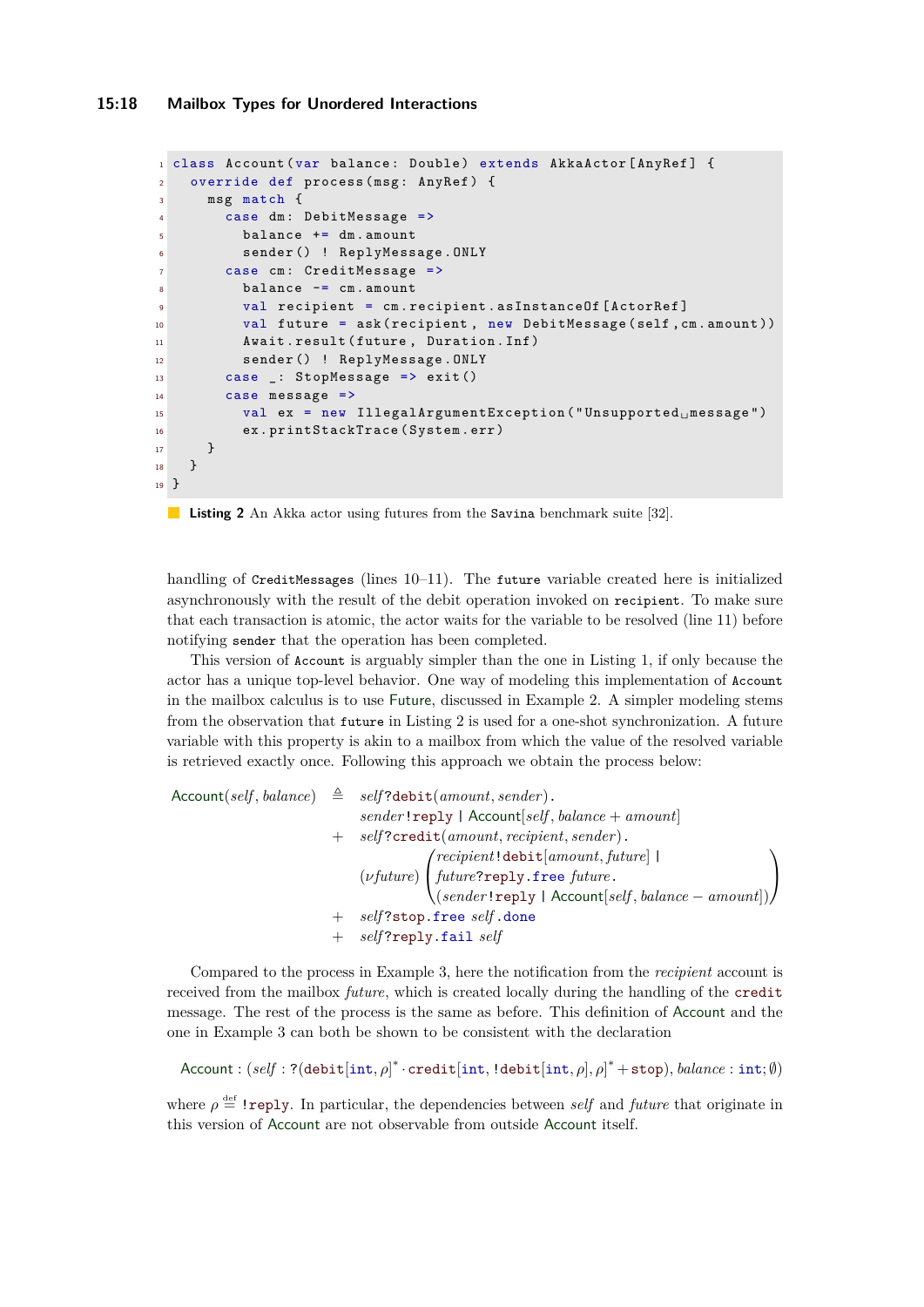```scala
class Account(var balance: Double) extends AkkaActor[AnyRef] {
  override def process(msg: AnyRef) {
    msg match {
      case dm: DebitMessage =>
        balance += dm.amount
        sender() ! ReplyMessage.ONLY
      case cm: CreditMessage =>
        balance -= cm.amount
        val recipient = cm.recipient.asInstanceOf[ActorRef]
        val future = ask(recipient, new DebitMessage(self,cm.amount))
        Await.result(future, Duration.Inf)
        sender() ! ReplyMessage.ONLY
      case _: StopMessage => exit()
      case message =>
        val ex = new IllegalArgumentException("Unsupported message")
        ex.printStackTrace(System.err)
    }
  }
}
```

**Listing 2** An Akka actor using futures from the Savina benchmark suite [32].

handling of `CreditMessages` (lines 10–11). The `future` variable created here is initialized asynchronously with the result of the debit operation invoked on `recipient`. To make sure that each transaction is atomic, the actor waits for the variable to be resolved (line 11) before notifying `sender` that the operation has been completed.

This version of `Account` is arguably simpler than the one in Listing 1, if only because the actor has a unique top-level behavior. One way of modeling this implementation of `Account` in the mailbox calculus is to use Future, discussed in Example 2. A simpler modeling stems from the observation that `future` in Listing 2 is used for a one-shot synchronization. A future variable with this property is akin to a mailbox from which the value of the resolved variable is retrieved exactly once. Following this approach we obtain the process below:

$$
\begin{aligned}
\mathsf{Account}(\mathit{self}, \mathit{balance}) \triangleq\ & \mathit{self}?\mathtt{debit}(\mathit{amount}, \mathit{sender}) . \\
& \quad \mathit{sender}!\mathtt{reply} \mid \mathsf{Account}[\mathit{self}, \mathit{balance} + \mathit{amount}] \\
+\ & \mathit{self}?\mathtt{credit}(\mathit{amount}, \mathit{recipient}, \mathit{sender}) . \\
& \quad (\nu \mathit{future}) \begin{pmatrix} \mathit{recipient}!\mathtt{debit}[\mathit{amount}, \mathit{future}] \mid \\ \mathit{future}?\mathtt{reply}.\mathtt{free}\ \mathit{future} . \\ (\mathit{sender}!\mathtt{reply} \mid \mathsf{Account}[\mathit{self}, \mathit{balance} - \mathit{amount}]) \end{pmatrix} \\
+\ & \mathit{self}?\mathtt{stop}.\mathtt{free}\ \mathit{self}.\mathtt{done} \\
+\ & \mathit{self}?\mathtt{reply}.\mathtt{fail}\ \mathit{self}
\end{aligned}
$$

Compared to the process in Example 3, here the notification from the *recipient* account is received from the mailbox *future*, which is created locally during the handling of the `credit` message. The rest of the process is the same as before. This definition of Account and the one in Example 3 can both be shown to be consistent with the declaration

$$
\mathsf{Account} : (\mathit{self} : ?(\mathtt{debit}[\mathtt{int}, \rho]^* \cdot \mathtt{credit}[\mathtt{int}, !\mathtt{debit}[\mathtt{int}, \rho], \rho]^* + \mathtt{stop}), \mathit{balance} : \mathtt{int}; \emptyset)
$$

where $\rho \stackrel{\text{def}}{=} !\mathtt{reply}$. In particular, the dependencies between *self* and *future* that originate in this version of Account are not observable from outside Account itself.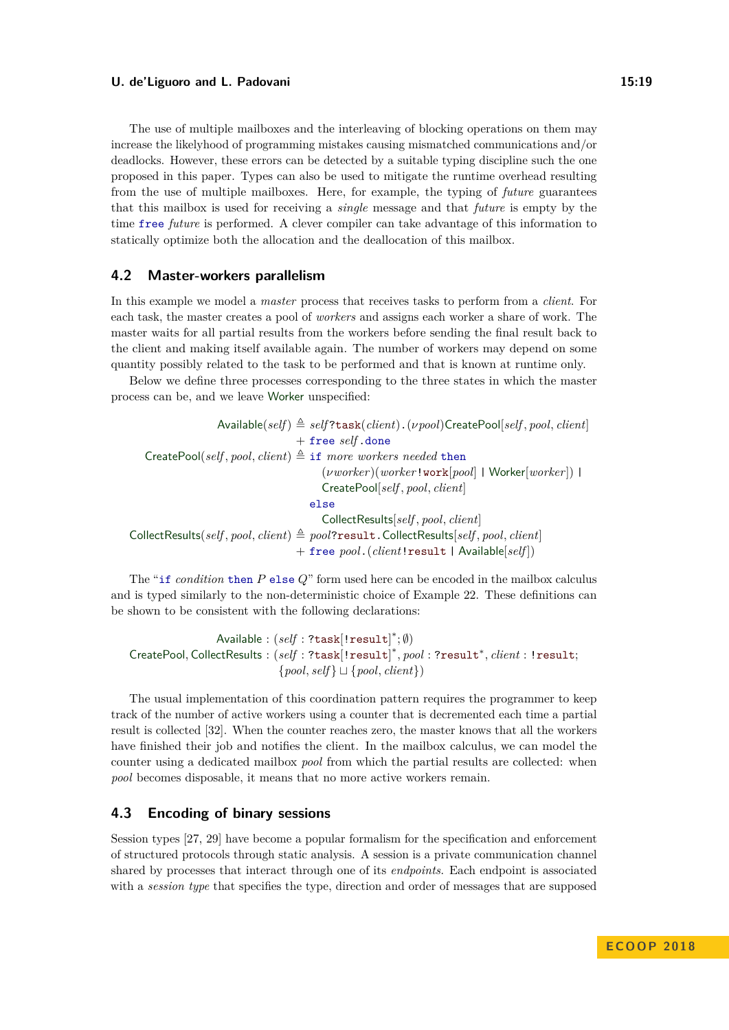The use of multiple mailboxes and the interleaving of blocking operations on them may increase the likelyhood of programming mistakes causing mismatched communications and/or deadlocks. However, these errors can be detected by a suitable typing discipline such the one proposed in this paper. Types can also be used to mitigate the runtime overhead resulting from the use of multiple mailboxes. Here, for example, the typing of *future* guarantees that this mailbox is used for receiving a *single* message and that *future* is empty by the time $\texttt{free}\ \mathit{future}$ is performed. A clever compiler can take advantage of this information to statically optimize both the allocation and the deallocation of this mailbox.

## 4.2 Master-workers parallelism

In this example we model a *master* process that receives tasks to perform from a *client*. For each task, the master creates a pool of *workers* and assigns each worker a share of work. The master waits for all partial results from the workers before sending the final result back to the client and making itself available again. The number of workers may depend on some quantity possibly related to the task to be performed and that is known at runtime only.

Below we define three processes corresponding to the three states in which the master process can be, and we leave $\mathsf{Worker}$ unspecified:

$$
\begin{array}{rcl}
\mathsf{Available}(\mathit{self}) & \triangleq & \mathit{self}?\texttt{task}(\mathit{client}).(\nu \mathit{pool})\mathsf{CreatePool}[\mathit{self}, \mathit{pool}, \mathit{client}] \\
& & + \ \texttt{free}\ \mathit{self}.\texttt{done} \\
\mathsf{CreatePool}(\mathit{self}, \mathit{pool}, \mathit{client}) & \triangleq & \texttt{if}\ \mathit{more\ workers\ needed}\ \texttt{then} \\
& & \quad (\nu \mathit{worker})(\mathit{worker}!\texttt{work}[\mathit{pool}] \mid \mathsf{Worker}[\mathit{worker}]) \mid \\
& & \quad \mathsf{CreatePool}[\mathit{self}, \mathit{pool}, \mathit{client}] \\
& & \texttt{else} \\
& & \quad \mathsf{CollectResults}[\mathit{self}, \mathit{pool}, \mathit{client}] \\
\mathsf{CollectResults}(\mathit{self}, \mathit{pool}, \mathit{client}) & \triangleq & \mathit{pool}?\texttt{result}.\mathsf{CollectResults}[\mathit{self}, \mathit{pool}, \mathit{client}] \\
& & + \ \texttt{free}\ \mathit{pool}.(\mathit{client}!\texttt{result} \mid \mathsf{Available}[\mathit{self}])
\end{array}
$$

The "$\texttt{if}\ \mathit{condition}\ \texttt{then}\ P\ \texttt{else}\ Q$" form used here can be encoded in the mailbox calculus and is typed similarly to the non-deterministic choice of Example 22. These definitions can be shown to be consistent with the following declarations:

$$
\begin{array}{rl}
\mathsf{Available} : & (\mathit{self} : ?\texttt{task}[!\texttt{result}]^*; \emptyset) \\
\mathsf{CreatePool}, \mathsf{CollectResults} : & (\mathit{self} : ?\texttt{task}[!\texttt{result}]^*, \mathit{pool} : ?\texttt{result}^*, \mathit{client} : !\texttt{result}; \\
& \{\mathit{pool}, \mathit{self}\} \sqcup \{\mathit{pool}, \mathit{client}\})
\end{array}
$$

The usual implementation of this coordination pattern requires the programmer to keep track of the number of active workers using a counter that is decremented each time a partial result is collected [32]. When the counter reaches zero, the master knows that all the workers have finished their job and notifies the client. In the mailbox calculus, we can model the counter using a dedicated mailbox *pool* from which the partial results are collected: when *pool* becomes disposable, it means that no more active workers remain.

## 4.3 Encoding of binary sessions

Session types [27, 29] have become a popular formalism for the specification and enforcement of structured protocols through static analysis. A session is a private communication channel shared by processes that interact through one of its *endpoints*. Each endpoint is associated with a *session type* that specifies the type, direction and order of messages that are supposed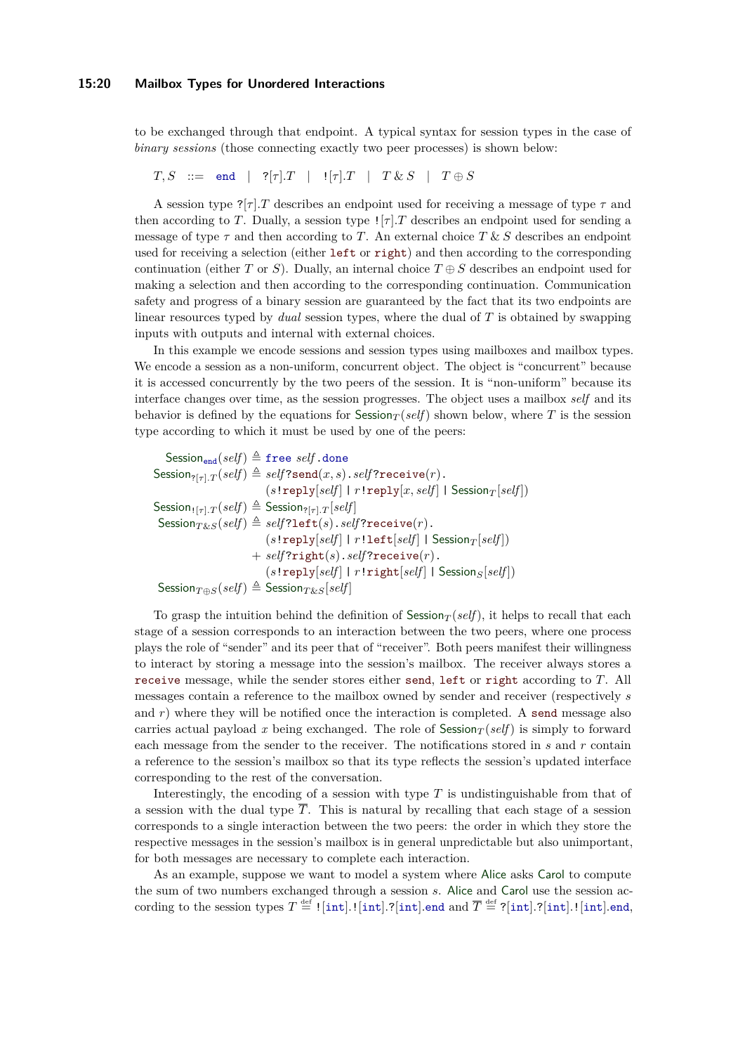to be exchanged through that endpoint. A typical syntax for session types in the case of *binary sessions* (those connecting exactly two peer processes) is shown below:

$$T, S \quad ::= \quad \texttt{end} \quad | \quad ?[\tau].T \quad | \quad ![\tau].T \quad | \quad T \,\&\, S \quad | \quad T \oplus S$$

A session type $?[\tau].T$ describes an endpoint used for receiving a message of type $\tau$ and then according to $T$. Dually, a session type $![\tau].T$ describes an endpoint used for sending a message of type $\tau$ and then according to $T$. An external choice $T \,\&\, S$ describes an endpoint used for receiving a selection (either `left` or `right`) and then according to the corresponding continuation (either $T$ or $S$). Dually, an internal choice $T \oplus S$ describes an endpoint used for making a selection and then according to the corresponding continuation. Communication safety and progress of a binary session are guaranteed by the fact that its two endpoints are linear resources typed by *dual* session types, where the dual of $T$ is obtained by swapping inputs with outputs and internal with external choices.

In this example we encode sessions and session types using mailboxes and mailbox types. We encode a session as a non-uniform, concurrent object. The object is "concurrent" because it is accessed concurrently by the two peers of the session. It is "non-uniform" because its interface changes over time, as the session progresses. The object uses a mailbox *self* and its behavior is defined by the equations for $\mathsf{Session}_T(\mathit{self})$ shown below, where $T$ is the session type according to which it must be used by one of the peers:

$$
\begin{array}{rcl}
\mathsf{Session}_{\texttt{end}}(\mathit{self}) & \triangleq & \texttt{free}\ \mathit{self}\,.\,\texttt{done} \\
\mathsf{Session}_{?[\tau].T}(\mathit{self}) & \triangleq & \mathit{self}?\texttt{send}(x, s)\,.\,\mathit{self}?\texttt{receive}(r)\,. \\
& & (s!\texttt{reply}[\mathit{self}] \mid r!\texttt{reply}[x, \mathit{self}] \mid \mathsf{Session}_T[\mathit{self}]) \\
\mathsf{Session}_{![\tau].T}(\mathit{self}) & \triangleq & \mathsf{Session}_{?[\tau].T}[\mathit{self}] \\
\mathsf{Session}_{T \& S}(\mathit{self}) & \triangleq & \mathit{self}?\texttt{left}(s)\,.\,\mathit{self}?\texttt{receive}(r)\,. \\
& & (s!\texttt{reply}[\mathit{self}] \mid r!\texttt{left}[\mathit{self}] \mid \mathsf{Session}_T[\mathit{self}]) \\
& + & \mathit{self}?\texttt{right}(s)\,.\,\mathit{self}?\texttt{receive}(r)\,. \\
& & (s!\texttt{reply}[\mathit{self}] \mid r!\texttt{right}[\mathit{self}] \mid \mathsf{Session}_S[\mathit{self}]) \\
\mathsf{Session}_{T \oplus S}(\mathit{self}) & \triangleq & \mathsf{Session}_{T \& S}[\mathit{self}]
\end{array}
$$

To grasp the intuition behind the definition of $\mathsf{Session}_T(\mathit{self})$, it helps to recall that each stage of a session corresponds to an interaction between the two peers, where one process plays the role of "sender" and its peer that of "receiver". Both peers manifest their willingness to interact by storing a message into the session's mailbox. The receiver always stores a `receive` message, while the sender stores either `send`, `left` or `right` according to $T$. All messages contain a reference to the mailbox owned by sender and receiver (respectively $s$ and $r$) where they will be notified once the interaction is completed. A `send` message also carries actual payload $x$ being exchanged. The role of $\mathsf{Session}_T(\mathit{self})$ is simply to forward each message from the sender to the receiver. The notifications stored in $s$ and $r$ contain a reference to the session's mailbox so that its type reflects the session's updated interface corresponding to the rest of the conversation.

Interestingly, the encoding of a session with type $T$ is undistinguishable from that of a session with the dual type $\overline{T}$. This is natural by recalling that each stage of a session corresponds to a single interaction between the two peers: the order in which they store the respective messages in the session's mailbox is in general unpredictable but also unimportant, for both messages are necessary to complete each interaction.

As an example, suppose we want to model a system where Alice asks Carol to compute the sum of two numbers exchanged through a session $s$. Alice and Carol use the session according to the session types $T \stackrel{\text{def}}{=} ![\texttt{int}].![\texttt{int}].?[\texttt{int}].\texttt{end}$ and $\overline{T} \stackrel{\text{def}}{=} ?[\texttt{int}].?[\texttt{int}].![\texttt{int}].\texttt{end}$,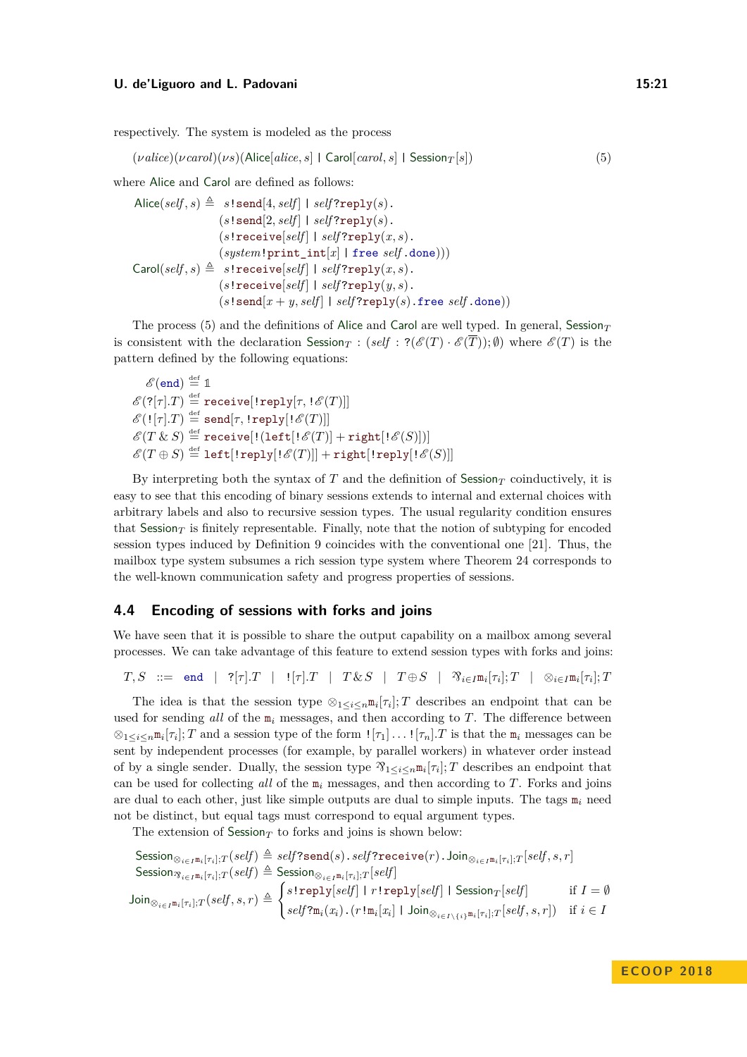respectively. The system is modeled as the process

$$(\nu alice)(\nu carol)(\nu s)(\mathsf{Alice}[alice, s] \mid \mathsf{Carol}[carol, s] \mid \mathsf{Session}_T[s]) \tag{5}$$

where Alice and Carol are defined as follows:

$$
\begin{aligned}
\mathsf{Alice}(self, s) \triangleq\ & s!\mathtt{send}[4, self] \mid self?\mathtt{reply}(s) . \\
& (s!\mathtt{send}[2, self] \mid self?\mathtt{reply}(s) . \\
& (s!\mathtt{receive}[self] \mid self?\mathtt{reply}(x, s) . \\
& (system!\mathtt{print\_int}[x] \mid \mathtt{free}\ self . \mathtt{done}))) \\
\mathsf{Carol}(self, s) \triangleq\ & s!\mathtt{receive}[self] \mid self?\mathtt{reply}(x, s) . \\
& (s!\mathtt{receive}[self] \mid self?\mathtt{reply}(y, s) . \\
& (s!\mathtt{send}[x + y, self] \mid self?\mathtt{reply}(s) . \mathtt{free}\ self . \mathtt{done}))
\end{aligned}
$$

The process (5) and the definitions of Alice and Carol are well typed. In general, $\mathsf{Session}_T$ is consistent with the declaration $\mathsf{Session}_T : (self : ?(\mathscr{E}(T) \cdot \mathscr{E}(\overline{T})); \emptyset)$ where $\mathscr{E}(T)$ is the pattern defined by the following equations:

$$
\begin{aligned}
\mathscr{E}(\mathtt{end}) &\stackrel{\text{def}}{=} \mathbb{1} \\
\mathscr{E}(?[\tau].T) &\stackrel{\text{def}}{=} \mathtt{receive}[!\mathtt{reply}[\tau, !\mathscr{E}(T)]] \\
\mathscr{E}(![\tau].T) &\stackrel{\text{def}}{=} \mathtt{send}[\tau, !\mathtt{reply}[!\mathscr{E}(T)]] \\
\mathscr{E}(T \,\&\, S) &\stackrel{\text{def}}{=} \mathtt{receive}[!(\mathtt{left}[!\mathscr{E}(T)] + \mathtt{right}[!\mathscr{E}(S)])] \\
\mathscr{E}(T \oplus S) &\stackrel{\text{def}}{=} \mathtt{left}[!\mathtt{reply}[!\mathscr{E}(T)]] + \mathtt{right}[!\mathtt{reply}[!\mathscr{E}(S)]]
\end{aligned}
$$

By interpreting both the syntax of $T$ and the definition of $\mathsf{Session}_T$ coinductively, it is easy to see that this encoding of binary sessions extends to internal and external choices with arbitrary labels and also to recursive session types. The usual regularity condition ensures that $\mathsf{Session}_T$ is finitely representable. Finally, note that the notion of subtyping for encoded session types induced by Definition 9 coincides with the conventional one [21]. Thus, the mailbox type system subsumes a rich session type system where Theorem 24 corresponds to the well-known communication safety and progress properties of sessions.

## 4.4 Encoding of sessions with forks and joins

We have seen that it is possible to share the output capability on a mailbox among several processes. We can take advantage of this feature to extend session types with forks and joins:

$$T, S \ ::= \ \mathtt{end} \ \mid \ ?[\tau].T \ \mid \ ![\tau].T \ \mid \ T \,\&\, S \ \mid \ T \oplus S \ \mid \ ⅋_{i\in I}\mathtt{m}_i[\tau_i]; T \ \mid \ \otimes_{i\in I}\mathtt{m}_i[\tau_i]; T$$

The idea is that the session type $\otimes_{1\le i\le n}\mathtt{m}_i[\tau_i]; T$ describes an endpoint that can be used for sending *all* of the $\mathtt{m}_i$ messages, and then according to $T$. The difference between $\otimes_{1\le i\le n}\mathtt{m}_i[\tau_i]; T$ and a session type of the form $![\tau_1] \dots ![\tau_n].T$ is that the $\mathtt{m}_i$ messages can be sent by independent processes (for example, by parallel workers) in whatever order instead of by a single sender. Dually, the session type $⅋_{1\le i\le n}\mathtt{m}_i[\tau_i]; T$ describes an endpoint that can be used for collecting *all* of the $\mathtt{m}_i$ messages, and then according to $T$. Forks and joins are dual to each other, just like simple outputs are dual to simple inputs. The tags $\mathtt{m}_i$ need not be distinct, but equal tags must correspond to equal argument types.

The extension of $\mathsf{Session}_T$ to forks and joins is shown below:

$$
\begin{aligned}
\mathsf{Session}_{\otimes_{i\in I}\mathtt{m}_i[\tau_i];T}(self) &\triangleq self?\mathtt{send}(s) . self?\mathtt{receive}(r) . \mathsf{Join}_{\otimes_{i\in I}\mathtt{m}_i[\tau_i];T}[self, s, r] \\
\mathsf{Session}_{⅋_{i\in I}\mathtt{m}_i[\tau_i];T}(self) &\triangleq \mathsf{Session}_{\otimes_{i\in I}\mathtt{m}_i[\tau_i];T}[self] \\
\mathsf{Join}_{\otimes_{i\in I}\mathtt{m}_i[\tau_i];T}(self, s, r) &\triangleq
\begin{cases}
s!\mathtt{reply}[self] \mid r!\mathtt{reply}[self] \mid \mathsf{Session}_T[self] & \text{if } I = \emptyset \\
self?\mathtt{m}_i(x_i) . (r!\mathtt{m}_i[x_i] \mid \mathsf{Join}_{\otimes_{i\in I\setminus\{i\}}\mathtt{m}_i[\tau_i];T}[self, s, r]) & \text{if } i \in I
\end{cases}
\end{aligned}
$$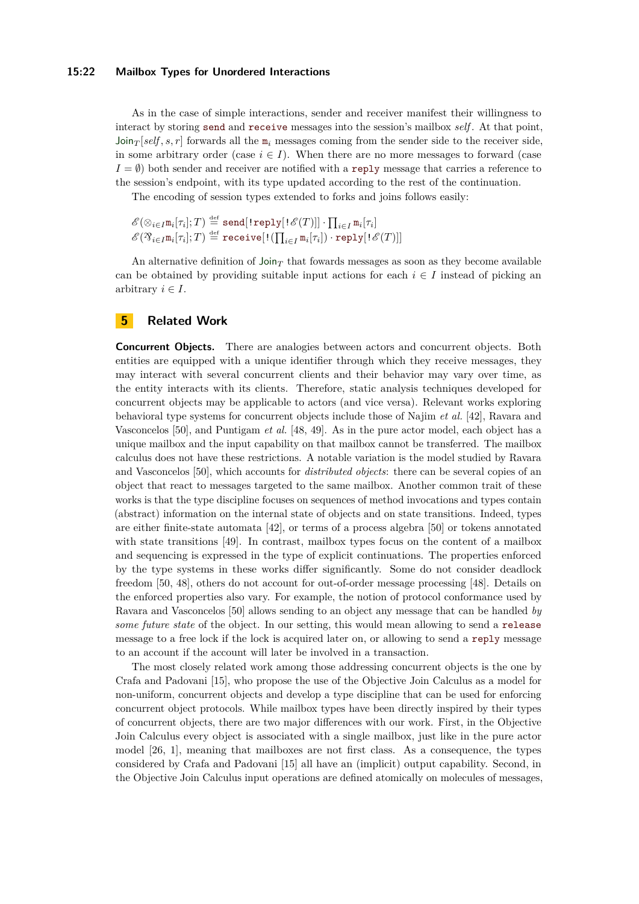As in the case of simple interactions, sender and receiver manifest their willingness to interact by storing `send` and `receive` messages into the session's mailbox *self*. At that point, $\mathsf{Join}_T[\mathit{self}, s, r]$ forwards all the $\mathtt{m}_i$ messages coming from the sender side to the receiver side, in some arbitrary order (case $i \in I$). When there are no more messages to forward (case $I = \emptyset$) both sender and receiver are notified with a `reply` message that carries a reference to the session's endpoint, with its type updated according to the rest of the continuation.

The encoding of session types extended to forks and joins follows easily:

$$\mathscr{E}(\otimes_{i\in I}\mathtt{m}_i[\tau_i]; T) \stackrel{\text{def}}{=} \mathtt{send}[!\mathtt{reply}[!\mathscr{E}(T)]] \cdot \textstyle\prod_{i\in I} \mathtt{m}_i[\tau_i]$$
$$\mathscr{E}(\invamp_{i\in I}\mathtt{m}_i[\tau_i]; T) \stackrel{\text{def}}{=} \mathtt{receive}[!(\textstyle\prod_{i\in I} \mathtt{m}_i[\tau_i]) \cdot \mathtt{reply}[!\mathscr{E}(T)]]$$

An alternative definition of $\mathsf{Join}_T$ that fowards messages as soon as they become available can be obtained by providing suitable input actions for each $i \in I$ instead of picking an arbitrary $i \in I$.

# 5 Related Work

**Concurrent Objects.** There are analogies between actors and concurrent objects. Both entities are equipped with a unique identifier through which they receive messages, they may interact with several concurrent clients and their behavior may vary over time, as the entity interacts with its clients. Therefore, static analysis techniques developed for concurrent objects may be applicable to actors (and vice versa). Relevant works exploring behavioral type systems for concurrent objects include those of Najim *et al.* [42], Ravara and Vasconcelos [50], and Puntigam *et al.* [48, 49]. As in the pure actor model, each object has a unique mailbox and the input capability on that mailbox cannot be transferred. The mailbox calculus does not have these restrictions. A notable variation is the model studied by Ravara and Vasconcelos [50], which accounts for *distributed objects*: there can be several copies of an object that react to messages targeted to the same mailbox. Another common trait of these works is that the type discipline focuses on sequences of method invocations and types contain (abstract) information on the internal state of objects and on state transitions. Indeed, types are either finite-state automata [42], or terms of a process algebra [50] or tokens annotated with state transitions [49]. In contrast, mailbox types focus on the content of a mailbox and sequencing is expressed in the type of explicit continuations. The properties enforced by the type systems in these works differ significantly. Some do not consider deadlock freedom [50, 48], others do not account for out-of-order message processing [48]. Details on the enforced properties also vary. For example, the notion of protocol conformance used by Ravara and Vasconcelos [50] allows sending to an object any message that can be handled *by some future state* of the object. In our setting, this would mean allowing to send a `release` message to a free lock if the lock is acquired later on, or allowing to send a `reply` message to an account if the account will later be involved in a transaction.

The most closely related work among those addressing concurrent objects is the one by Crafa and Padovani [15], who propose the use of the Objective Join Calculus as a model for non-uniform, concurrent objects and develop a type discipline that can be used for enforcing concurrent object protocols. While mailbox types have been directly inspired by their types of concurrent objects, there are two major differences with our work. First, in the Objective Join Calculus every object is associated with a single mailbox, just like in the pure actor model [26, 1], meaning that mailboxes are not first class. As a consequence, the types considered by Crafa and Padovani [15] all have an (implicit) output capability. Second, in the Objective Join Calculus input operations are defined atomically on molecules of messages,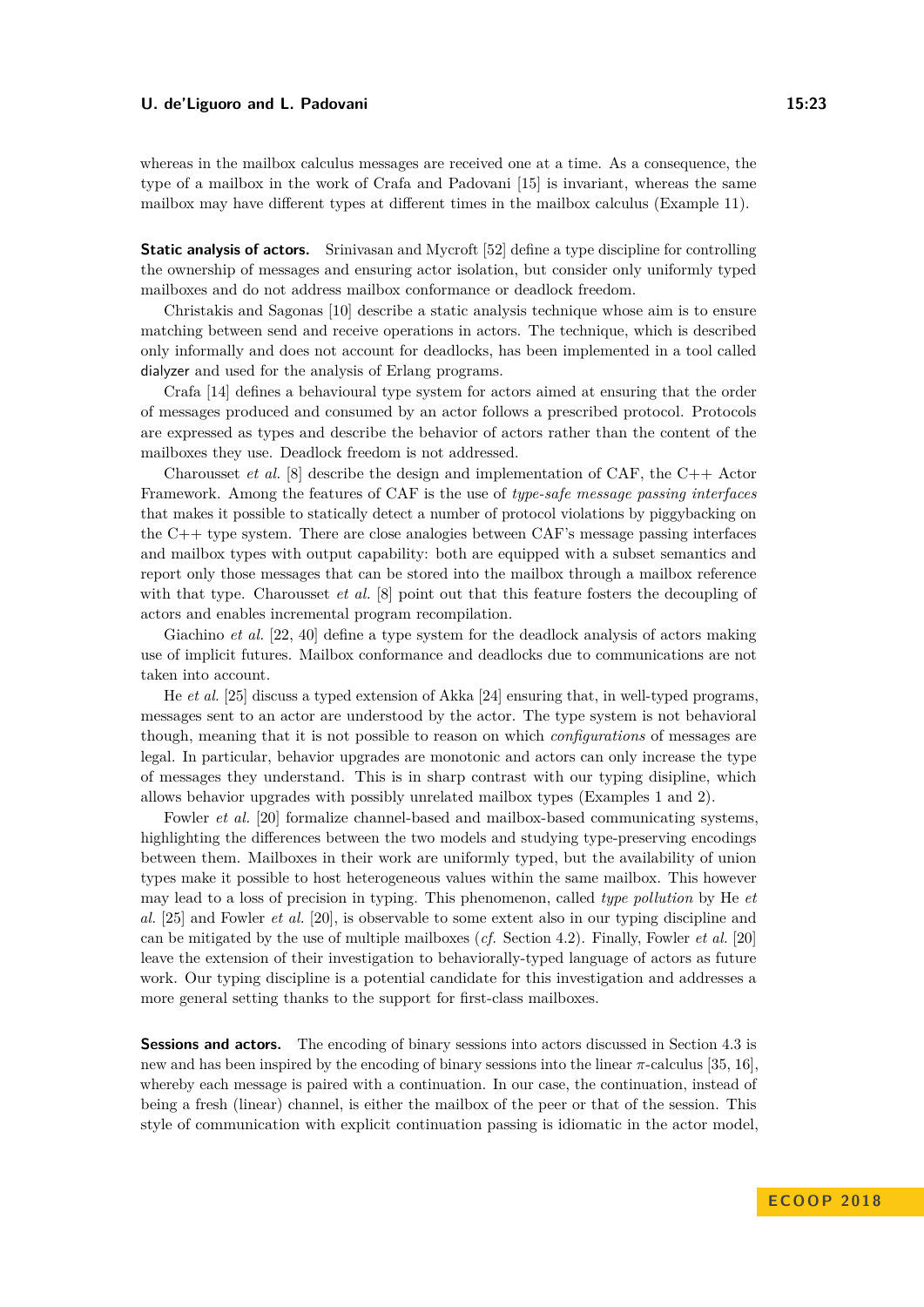whereas in the mailbox calculus messages are received one at a time. As a consequence, the type of a mailbox in the work of Crafa and Padovani [15] is invariant, whereas the same mailbox may have different types at different times in the mailbox calculus (Example 11).

**Static analysis of actors.** Srinivasan and Mycroft [52] define a type discipline for controlling the ownership of messages and ensuring actor isolation, but consider only uniformly typed mailboxes and do not address mailbox conformance or deadlock freedom.

Christakis and Sagonas [10] describe a static analysis technique whose aim is to ensure matching between send and receive operations in actors. The technique, which is described only informally and does not account for deadlocks, has been implemented in a tool called dialyzer and used for the analysis of Erlang programs.

Crafa [14] defines a behavioural type system for actors aimed at ensuring that the order of messages produced and consumed by an actor follows a prescribed protocol. Protocols are expressed as types and describe the behavior of actors rather than the content of the mailboxes they use. Deadlock freedom is not addressed.

Charousset *et al.* [8] describe the design and implementation of CAF, the C++ Actor Framework. Among the features of CAF is the use of *type-safe message passing interfaces* that makes it possible to statically detect a number of protocol violations by piggybacking on the C++ type system. There are close analogies between CAF's message passing interfaces and mailbox types with output capability: both are equipped with a subset semantics and report only those messages that can be stored into the mailbox through a mailbox reference with that type. Charousset *et al.* [8] point out that this feature fosters the decoupling of actors and enables incremental program recompilation.

Giachino *et al.* [22, 40] define a type system for the deadlock analysis of actors making use of implicit futures. Mailbox conformance and deadlocks due to communications are not taken into account.

He *et al.* [25] discuss a typed extension of Akka [24] ensuring that, in well-typed programs, messages sent to an actor are understood by the actor. The type system is not behavioral though, meaning that it is not possible to reason on which *configurations* of messages are legal. In particular, behavior upgrades are monotonic and actors can only increase the type of messages they understand. This is in sharp contrast with our typing disipline, which allows behavior upgrades with possibly unrelated mailbox types (Examples 1 and 2).

Fowler *et al.* [20] formalize channel-based and mailbox-based communicating systems, highlighting the differences between the two models and studying type-preserving encodings between them. Mailboxes in their work are uniformly typed, but the availability of union types make it possible to host heterogeneous values within the same mailbox. This however may lead to a loss of precision in typing. This phenomenon, called *type pollution* by He *et al.* [25] and Fowler *et al.* [20], is observable to some extent also in our typing discipline and can be mitigated by the use of multiple mailboxes (*cf.* Section 4.2). Finally, Fowler *et al.* [20] leave the extension of their investigation to behaviorally-typed language of actors as future work. Our typing discipline is a potential candidate for this investigation and addresses a more general setting thanks to the support for first-class mailboxes.

**Sessions and actors.** The encoding of binary sessions into actors discussed in Section 4.3 is new and has been inspired by the encoding of binary sessions into the linear $\pi$-calculus [35, 16], whereby each message is paired with a continuation. In our case, the continuation, instead of being a fresh (linear) channel, is either the mailbox of the peer or that of the session. This style of communication with explicit continuation passing is idiomatic in the actor model,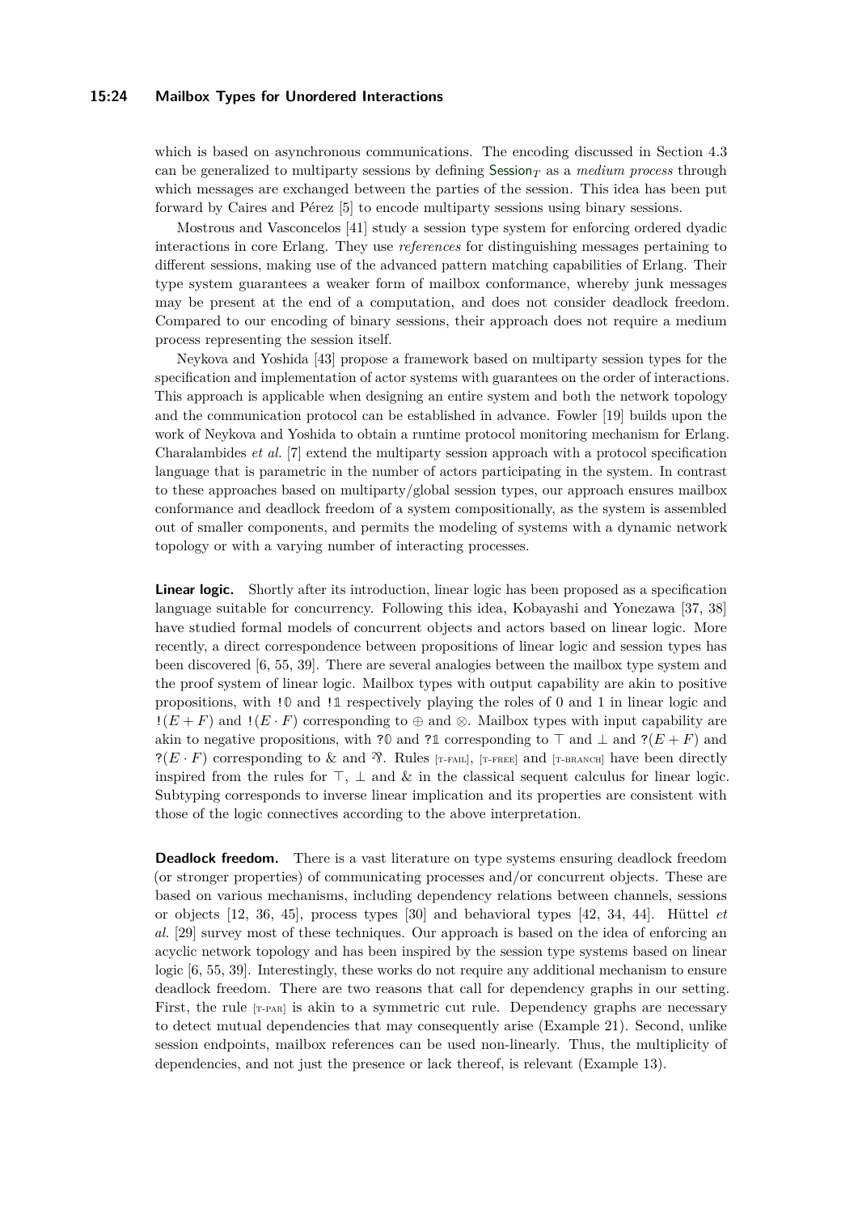which is based on asynchronous communications. The encoding discussed in Section 4.3 can be generalized to multiparty sessions by defining $\mathsf{Session}_T$ as a *medium process* through which messages are exchanged between the parties of the session. This idea has been put forward by Caires and Pérez [5] to encode multiparty sessions using binary sessions.

Mostrous and Vasconcelos [41] study a session type system for enforcing ordered dyadic interactions in core Erlang. They use *references* for distinguishing messages pertaining to different sessions, making use of the advanced pattern matching capabilities of Erlang. Their type system guarantees a weaker form of mailbox conformance, whereby junk messages may be present at the end of a computation, and does not consider deadlock freedom. Compared to our encoding of binary sessions, their approach does not require a medium process representing the session itself.

Neykova and Yoshida [43] propose a framework based on multiparty session types for the specification and implementation of actor systems with guarantees on the order of interactions. This approach is applicable when designing an entire system and both the network topology and the communication protocol can be established in advance. Fowler [19] builds upon the work of Neykova and Yoshida to obtain a runtime protocol monitoring mechanism for Erlang. Charalambides *et al.* [7] extend the multiparty session approach with a protocol specification language that is parametric in the number of actors participating in the system. In contrast to these approaches based on multiparty/global session types, our approach ensures mailbox conformance and deadlock freedom of a system compositionally, as the system is assembled out of smaller components, and permits the modeling of systems with a dynamic network topology or with a varying number of interacting processes.

**Linear logic.** Shortly after its introduction, linear logic has been proposed as a specification language suitable for concurrency. Following this idea, Kobayashi and Yonezawa [37, 38] have studied formal models of concurrent objects and actors based on linear logic. More recently, a direct correspondence between propositions of linear logic and session types has been discovered [6, 55, 39]. There are several analogies between the mailbox type system and the proof system of linear logic. Mailbox types with output capability are akin to positive propositions, with $\mathtt{!}\mathbb{0}$ and $\mathtt{!}\mathbb{1}$ respectively playing the roles of 0 and 1 in linear logic and $\mathtt{!}(E + F)$ and $\mathtt{!}(E \cdot F)$ corresponding to $\oplus$ and $\otimes$. Mailbox types with input capability are akin to negative propositions, with $\mathtt{?}\mathbb{0}$ and $\mathtt{?}\mathbb{1}$ corresponding to $\top$ and $\bot$ and $\mathtt{?}(E + F)$ and $\mathtt{?}(E \cdot F)$ corresponding to $\&$ and $⅋$. Rules [T-FAIL], [T-FREE] and [T-BRANCH] have been directly inspired from the rules for $\top$, $\bot$ and $\&$ in the classical sequent calculus for linear logic. Subtyping corresponds to inverse linear implication and its properties are consistent with those of the logic connectives according to the above interpretation.

**Deadlock freedom.** There is a vast literature on type systems ensuring deadlock freedom (or stronger properties) of communicating processes and/or concurrent objects. These are based on various mechanisms, including dependency relations between channels, sessions or objects [12, 36, 45], process types [30] and behavioral types [42, 34, 44]. Hüttel *et al.* [29] survey most of these techniques. Our approach is based on the idea of enforcing an acyclic network topology and has been inspired by the session type systems based on linear logic [6, 55, 39]. Interestingly, these works do not require any additional mechanism to ensure deadlock freedom. There are two reasons that call for dependency graphs in our setting. First, the rule [T-PAR] is akin to a symmetric cut rule. Dependency graphs are necessary to detect mutual dependencies that may consequently arise (Example 21). Second, unlike session endpoints, mailbox references can be used non-linearly. Thus, the multiplicity of dependencies, and not just the presence or lack thereof, is relevant (Example 13).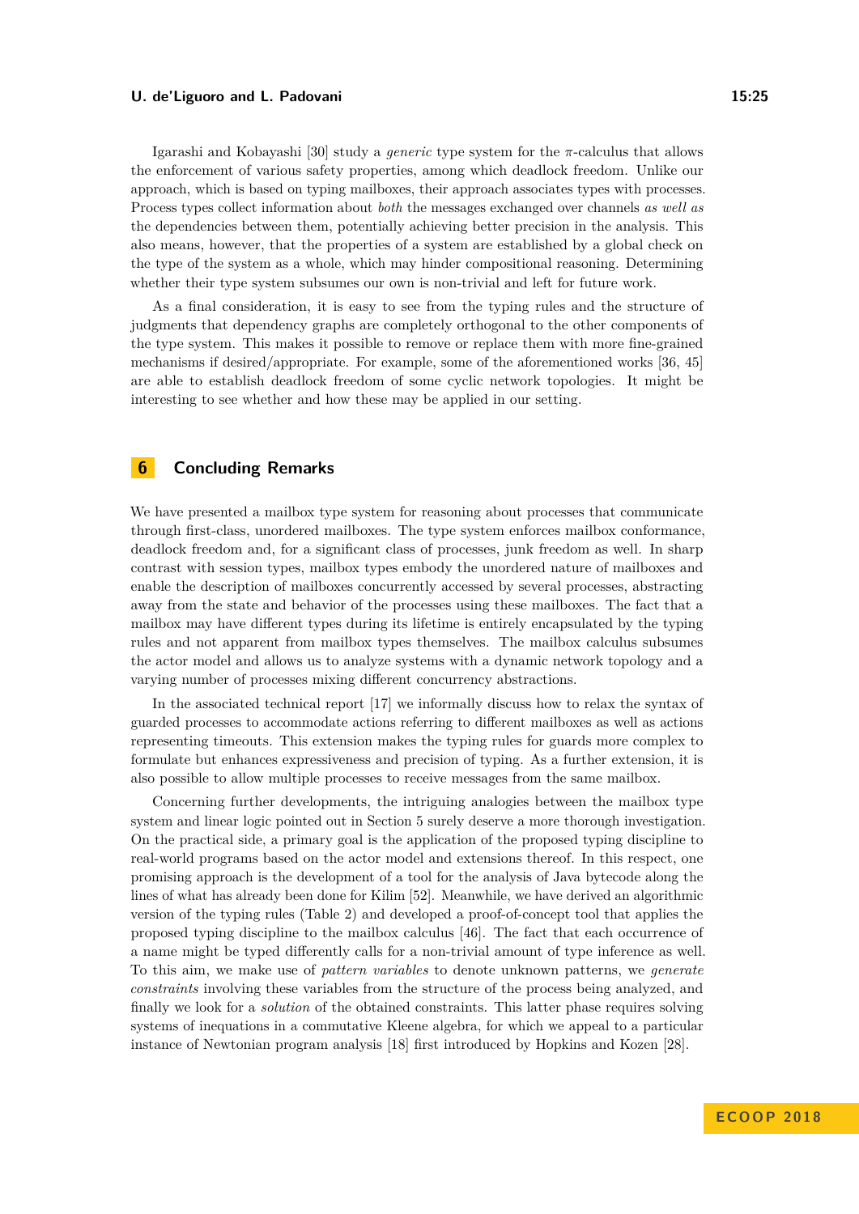Igarashi and Kobayashi [30] study a *generic* type system for the $\pi$-calculus that allows the enforcement of various safety properties, among which deadlock freedom. Unlike our approach, which is based on typing mailboxes, their approach associates types with processes. Process types collect information about *both* the messages exchanged over channels *as well as* the dependencies between them, potentially achieving better precision in the analysis. This also means, however, that the properties of a system are established by a global check on the type of the system as a whole, which may hinder compositional reasoning. Determining whether their type system subsumes our own is non-trivial and left for future work.

As a final consideration, it is easy to see from the typing rules and the structure of judgments that dependency graphs are completely orthogonal to the other components of the type system. This makes it possible to remove or replace them with more fine-grained mechanisms if desired/appropriate. For example, some of the aforementioned works [36, 45] are able to establish deadlock freedom of some cyclic network topologies. It might be interesting to see whether and how these may be applied in our setting.

## 6 Concluding Remarks

We have presented a mailbox type system for reasoning about processes that communicate through first-class, unordered mailboxes. The type system enforces mailbox conformance, deadlock freedom and, for a significant class of processes, junk freedom as well. In sharp contrast with session types, mailbox types embody the unordered nature of mailboxes and enable the description of mailboxes concurrently accessed by several processes, abstracting away from the state and behavior of the processes using these mailboxes. The fact that a mailbox may have different types during its lifetime is entirely encapsulated by the typing rules and not apparent from mailbox types themselves. The mailbox calculus subsumes the actor model and allows us to analyze systems with a dynamic network topology and a varying number of processes mixing different concurrency abstractions.

In the associated technical report [17] we informally discuss how to relax the syntax of guarded processes to accommodate actions referring to different mailboxes as well as actions representing timeouts. This extension makes the typing rules for guards more complex to formulate but enhances expressiveness and precision of typing. As a further extension, it is also possible to allow multiple processes to receive messages from the same mailbox.

Concerning further developments, the intriguing analogies between the mailbox type system and linear logic pointed out in Section 5 surely deserve a more thorough investigation. On the practical side, a primary goal is the application of the proposed typing discipline to real-world programs based on the actor model and extensions thereof. In this respect, one promising approach is the development of a tool for the analysis of Java bytecode along the lines of what has already been done for Kilim [52]. Meanwhile, we have derived an algorithmic version of the typing rules (Table 2) and developed a proof-of-concept tool that applies the proposed typing discipline to the mailbox calculus [46]. The fact that each occurrence of a name might be typed differently calls for a non-trivial amount of type inference as well. To this aim, we make use of *pattern variables* to denote unknown patterns, we *generate constraints* involving these variables from the structure of the process being analyzed, and finally we look for a *solution* of the obtained constraints. This latter phase requires solving systems of inequations in a commutative Kleene algebra, for which we appeal to a particular instance of Newtonian program analysis [18] first introduced by Hopkins and Kozen [28].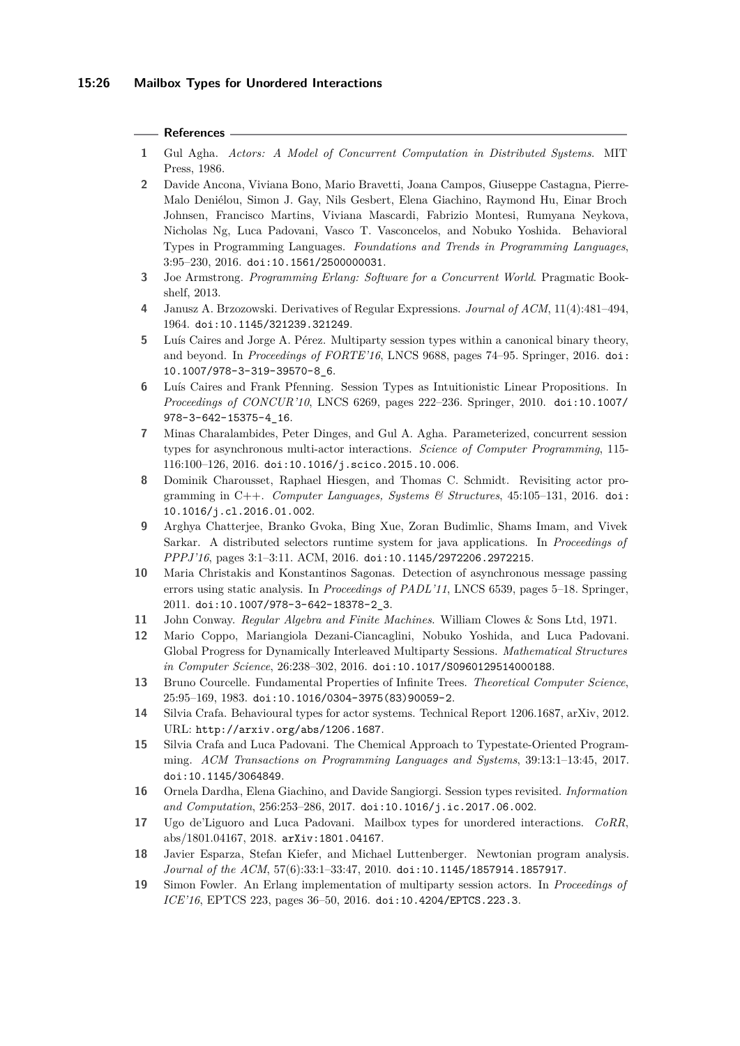## References

1. Gul Agha. *Actors: A Model of Concurrent Computation in Distributed Systems*. MIT Press, 1986.
2. Davide Ancona, Viviana Bono, Mario Bravetti, Joana Campos, Giuseppe Castagna, Pierre-Malo Deniélou, Simon J. Gay, Nils Gesbert, Elena Giachino, Raymond Hu, Einar Broch Johnsen, Francisco Martins, Viviana Mascardi, Fabrizio Montesi, Rumyana Neykova, Nicholas Ng, Luca Padovani, Vasco T. Vasconcelos, and Nobuko Yoshida. Behavioral Types in Programming Languages. *Foundations and Trends in Programming Languages*, 3:95–230, 2016. doi:10.1561/2500000031.
3. Joe Armstrong. *Programming Erlang: Software for a Concurrent World*. Pragmatic Bookshelf, 2013.
4. Janusz A. Brzozowski. Derivatives of Regular Expressions. *Journal of ACM*, 11(4):481–494, 1964. doi:10.1145/321239.321249.
5. Luís Caires and Jorge A. Pérez. Multiparty session types within a canonical binary theory, and beyond. In *Proceedings of FORTE'16*, LNCS 9688, pages 74–95. Springer, 2016. doi:10.1007/978-3-319-39570-8_6.
6. Luís Caires and Frank Pfenning. Session Types as Intuitionistic Linear Propositions. In *Proceedings of CONCUR'10*, LNCS 6269, pages 222–236. Springer, 2010. doi:10.1007/978-3-642-15375-4_16.
7. Minas Charalambides, Peter Dinges, and Gul A. Agha. Parameterized, concurrent session types for asynchronous multi-actor interactions. *Science of Computer Programming*, 115-116:100–126, 2016. doi:10.1016/j.scico.2015.10.006.
8. Dominik Charousset, Raphael Hiesgen, and Thomas C. Schmidt. Revisiting actor programming in C++. *Computer Languages, Systems & Structures*, 45:105–131, 2016. doi:10.1016/j.cl.2016.01.002.
9. Arghya Chatterjee, Branko Gvoka, Bing Xue, Zoran Budimlic, Shams Imam, and Vivek Sarkar. A distributed selectors runtime system for java applications. In *Proceedings of PPPJ'16*, pages 3:1–3:11. ACM, 2016. doi:10.1145/2972206.2972215.
10. Maria Christakis and Konstantinos Sagonas. Detection of asynchronous message passing errors using static analysis. In *Proceedings of PADL'11*, LNCS 6539, pages 5–18. Springer, 2011. doi:10.1007/978-3-642-18378-2_3.
11. John Conway. *Regular Algebra and Finite Machines*. William Clowes & Sons Ltd, 1971.
12. Mario Coppo, Mariangiola Dezani-Ciancaglini, Nobuko Yoshida, and Luca Padovani. Global Progress for Dynamically Interleaved Multiparty Sessions. *Mathematical Structures in Computer Science*, 26:238–302, 2016. doi:10.1017/S0960129514000188.
13. Bruno Courcelle. Fundamental Properties of Infinite Trees. *Theoretical Computer Science*, 25:95–169, 1983. doi:10.1016/0304-3975(83)90059-2.
14. Silvia Crafa. Behavioural types for actor systems. Technical Report 1206.1687, arXiv, 2012. URL: http://arxiv.org/abs/1206.1687.
15. Silvia Crafa and Luca Padovani. The Chemical Approach to Typestate-Oriented Programming. *ACM Transactions on Programming Languages and Systems*, 39:13:1–13:45, 2017. doi:10.1145/3064849.
16. Ornela Dardha, Elena Giachino, and Davide Sangiorgi. Session types revisited. *Information and Computation*, 256:253–286, 2017. doi:10.1016/j.ic.2017.06.002.
17. Ugo de'Liguoro and Luca Padovani. Mailbox types for unordered interactions. *CoRR*, abs/1801.04167, 2018. arXiv:1801.04167.
18. Javier Esparza, Stefan Kiefer, and Michael Luttenberger. Newtonian program analysis. *Journal of the ACM*, 57(6):33:1–33:47, 2010. doi:10.1145/1857914.1857917.
19. Simon Fowler. An Erlang implementation of multiparty session actors. In *Proceedings of ICE'16*, EPTCS 223, pages 36–50, 2016. doi:10.4204/EPTCS.223.3.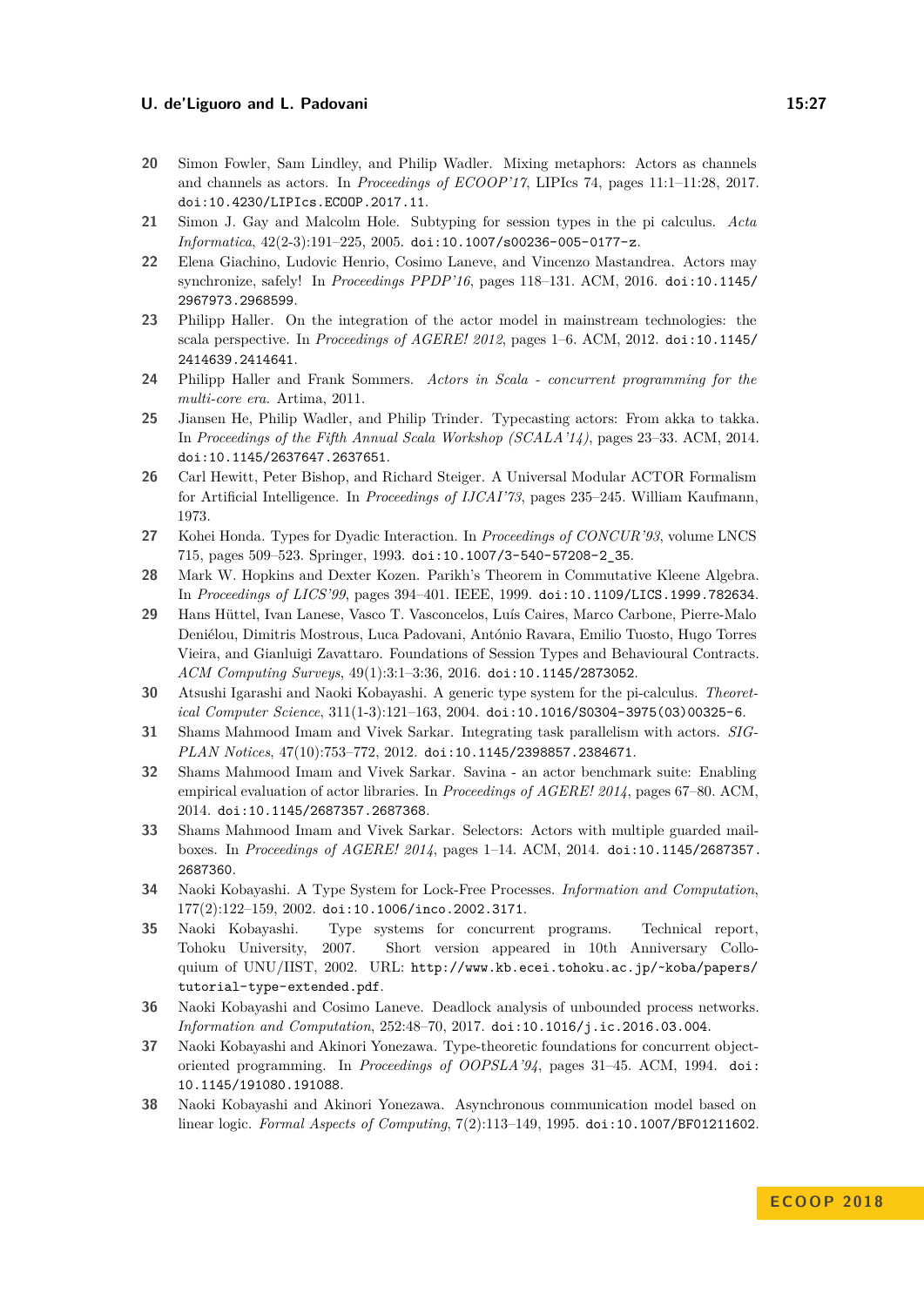20 Simon Fowler, Sam Lindley, and Philip Wadler. Mixing metaphors: Actors as channels and channels as actors. In *Proceedings of ECOOP'17*, LIPIcs 74, pages 11:1–11:28, 2017. doi:10.4230/LIPIcs.ECOOP.2017.11.

21 Simon J. Gay and Malcolm Hole. Subtyping for session types in the pi calculus. *Acta Informatica*, 42(2-3):191–225, 2005. doi:10.1007/s00236-005-0177-z.

22 Elena Giachino, Ludovic Henrio, Cosimo Laneve, and Vincenzo Mastandrea. Actors may synchronize, safely! In *Proceedings PPDP'16*, pages 118–131. ACM, 2016. doi:10.1145/2967973.2968599.

23 Philipp Haller. On the integration of the actor model in mainstream technologies: the scala perspective. In *Proceedings of AGERE! 2012*, pages 1–6. ACM, 2012. doi:10.1145/2414639.2414641.

24 Philipp Haller and Frank Sommers. *Actors in Scala - concurrent programming for the multi-core era*. Artima, 2011.

25 Jiansen He, Philip Wadler, and Philip Trinder. Typecasting actors: From akka to takka. In *Proceedings of the Fifth Annual Scala Workshop (SCALA'14)*, pages 23–33. ACM, 2014. doi:10.1145/2637647.2637651.

26 Carl Hewitt, Peter Bishop, and Richard Steiger. A Universal Modular ACTOR Formalism for Artificial Intelligence. In *Proceedings of IJCAI'73*, pages 235–245. William Kaufmann, 1973.

27 Kohei Honda. Types for Dyadic Interaction. In *Proceedings of CONCUR'93*, volume LNCS 715, pages 509–523. Springer, 1993. doi:10.1007/3-540-57208-2_35.

28 Mark W. Hopkins and Dexter Kozen. Parikh's Theorem in Commutative Kleene Algebra. In *Proceedings of LICS'99*, pages 394–401. IEEE, 1999. doi:10.1109/LICS.1999.782634.

29 Hans Hüttel, Ivan Lanese, Vasco T. Vasconcelos, Luís Caires, Marco Carbone, Pierre-Malo Deniélou, Dimitris Mostrous, Luca Padovani, António Ravara, Emilio Tuosto, Hugo Torres Vieira, and Gianluigi Zavattaro. Foundations of Session Types and Behavioural Contracts. *ACM Computing Surveys*, 49(1):3:1–3:36, 2016. doi:10.1145/2873052.

30 Atsushi Igarashi and Naoki Kobayashi. A generic type system for the pi-calculus. *Theoretical Computer Science*, 311(1-3):121–163, 2004. doi:10.1016/S0304-3975(03)00325-6.

31 Shams Mahmood Imam and Vivek Sarkar. Integrating task parallelism with actors. *SIGPLAN Notices*, 47(10):753–772, 2012. doi:10.1145/2398857.2384671.

32 Shams Mahmood Imam and Vivek Sarkar. Savina - an actor benchmark suite: Enabling empirical evaluation of actor libraries. In *Proceedings of AGERE! 2014*, pages 67–80. ACM, 2014. doi:10.1145/2687357.2687368.

33 Shams Mahmood Imam and Vivek Sarkar. Selectors: Actors with multiple guarded mailboxes. In *Proceedings of AGERE! 2014*, pages 1–14. ACM, 2014. doi:10.1145/2687357.2687360.

34 Naoki Kobayashi. A Type System for Lock-Free Processes. *Information and Computation*, 177(2):122–159, 2002. doi:10.1006/inco.2002.3171.

35 Naoki Kobayashi. Type systems for concurrent programs. Technical report, Tohoku University, 2007. Short version appeared in 10th Anniversary Colloquium of UNU/IIST, 2002. URL: http://www.kb.ecei.tohoku.ac.jp/~koba/papers/tutorial-type-extended.pdf.

36 Naoki Kobayashi and Cosimo Laneve. Deadlock analysis of unbounded process networks. *Information and Computation*, 252:48–70, 2017. doi:10.1016/j.ic.2016.03.004.

37 Naoki Kobayashi and Akinori Yonezawa. Type-theoretic foundations for concurrent object-oriented programming. In *Proceedings of OOPSLA'94*, pages 31–45. ACM, 1994. doi:10.1145/191080.191088.

38 Naoki Kobayashi and Akinori Yonezawa. Asynchronous communication model based on linear logic. *Formal Aspects of Computing*, 7(2):113–149, 1995. doi:10.1007/BF01211602.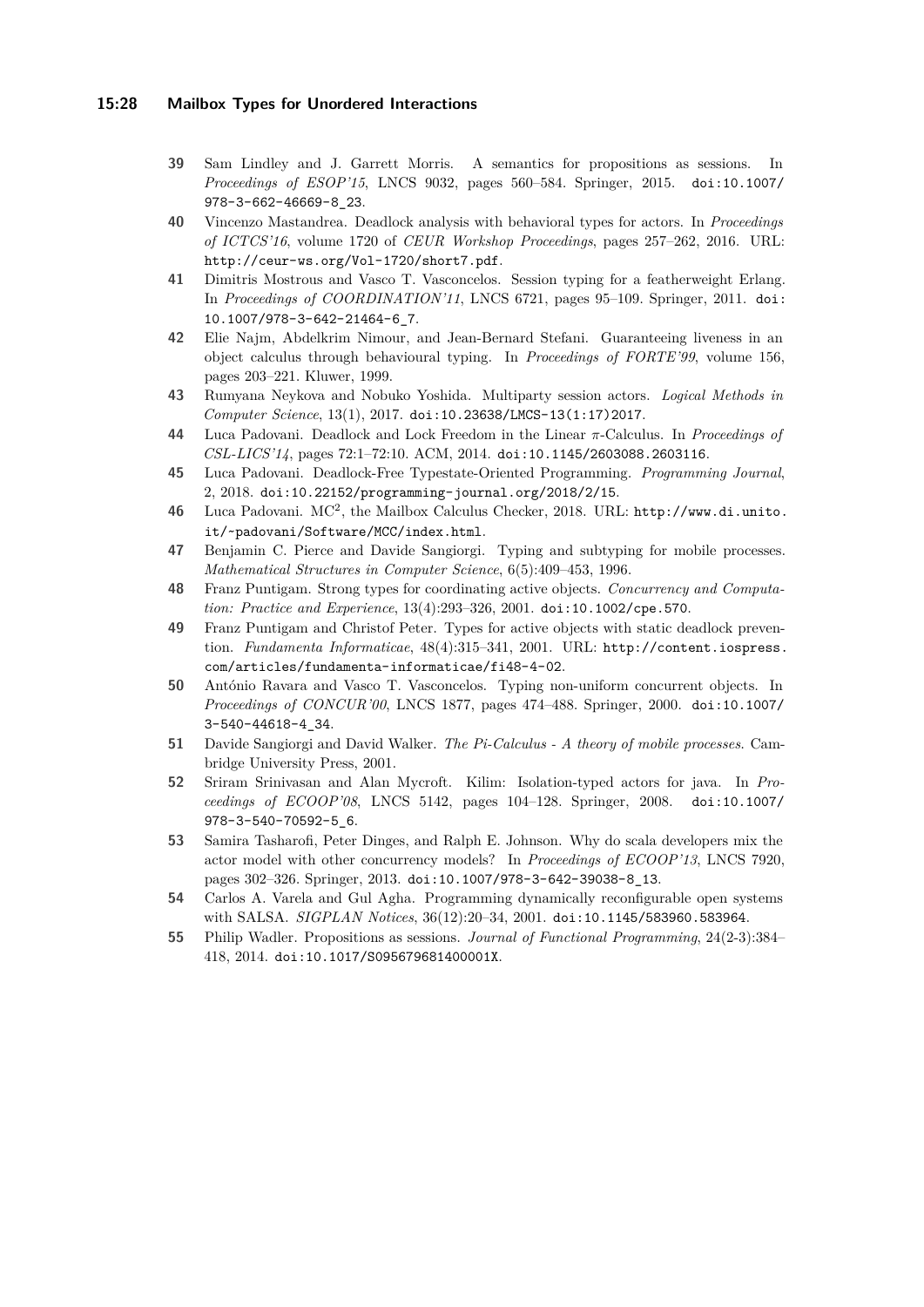**39** Sam Lindley and J. Garrett Morris. A semantics for propositions as sessions. In *Proceedings of ESOP'15*, LNCS 9032, pages 560–584. Springer, 2015. doi:10.1007/978-3-662-46669-8_23.

**40** Vincenzo Mastandrea. Deadlock analysis with behavioral types for actors. In *Proceedings of ICTCS'16*, volume 1720 of *CEUR Workshop Proceedings*, pages 257–262, 2016. URL: http://ceur-ws.org/Vol-1720/short7.pdf.

**41** Dimitris Mostrous and Vasco T. Vasconcelos. Session typing for a featherweight Erlang. In *Proceedings of COORDINATION'11*, LNCS 6721, pages 95–109. Springer, 2011. doi:10.1007/978-3-642-21464-6_7.

**42** Elie Najm, Abdelkrim Nimour, and Jean-Bernard Stefani. Guaranteeing liveness in an object calculus through behavioural typing. In *Proceedings of FORTE'99*, volume 156, pages 203–221. Kluwer, 1999.

**43** Rumyana Neykova and Nobuko Yoshida. Multiparty session actors. *Logical Methods in Computer Science*, 13(1), 2017. doi:10.23638/LMCS-13(1:17)2017.

**44** Luca Padovani. Deadlock and Lock Freedom in the Linear $\pi$-Calculus. In *Proceedings of CSL-LICS'14*, pages 72:1–72:10. ACM, 2014. doi:10.1145/2603088.2603116.

**45** Luca Padovani. Deadlock-Free Typestate-Oriented Programming. *Programming Journal*, 2, 2018. doi:10.22152/programming-journal.org/2018/2/15.

**46** Luca Padovani. $MC^2$, the Mailbox Calculus Checker, 2018. URL: http://www.di.unito.it/~padovani/Software/MCC/index.html.

**47** Benjamin C. Pierce and Davide Sangiorgi. Typing and subtyping for mobile processes. *Mathematical Structures in Computer Science*, 6(5):409–453, 1996.

**48** Franz Puntigam. Strong types for coordinating active objects. *Concurrency and Computation: Practice and Experience*, 13(4):293–326, 2001. doi:10.1002/cpe.570.

**49** Franz Puntigam and Christof Peter. Types for active objects with static deadlock prevention. *Fundamenta Informaticae*, 48(4):315–341, 2001. URL: http://content.iospress.com/articles/fundamenta-informaticae/fi48-4-02.

**50** António Ravara and Vasco T. Vasconcelos. Typing non-uniform concurrent objects. In *Proceedings of CONCUR'00*, LNCS 1877, pages 474–488. Springer, 2000. doi:10.1007/3-540-44618-4_34.

**51** Davide Sangiorgi and David Walker. *The Pi-Calculus - A theory of mobile processes*. Cambridge University Press, 2001.

**52** Sriram Srinivasan and Alan Mycroft. Kilim: Isolation-typed actors for java. In *Proceedings of ECOOP'08*, LNCS 5142, pages 104–128. Springer, 2008. doi:10.1007/978-3-540-70592-5_6.

**53** Samira Tasharofi, Peter Dinges, and Ralph E. Johnson. Why do scala developers mix the actor model with other concurrency models? In *Proceedings of ECOOP'13*, LNCS 7920, pages 302–326. Springer, 2013. doi:10.1007/978-3-642-39038-8_13.

**54** Carlos A. Varela and Gul Agha. Programming dynamically reconfigurable open systems with SALSA. *SIGPLAN Notices*, 36(12):20–34, 2001. doi:10.1145/583960.583964.

**55** Philip Wadler. Propositions as sessions. *Journal of Functional Programming*, 24(2-3):384–418, 2014. doi:10.1017/S095679681400001X.